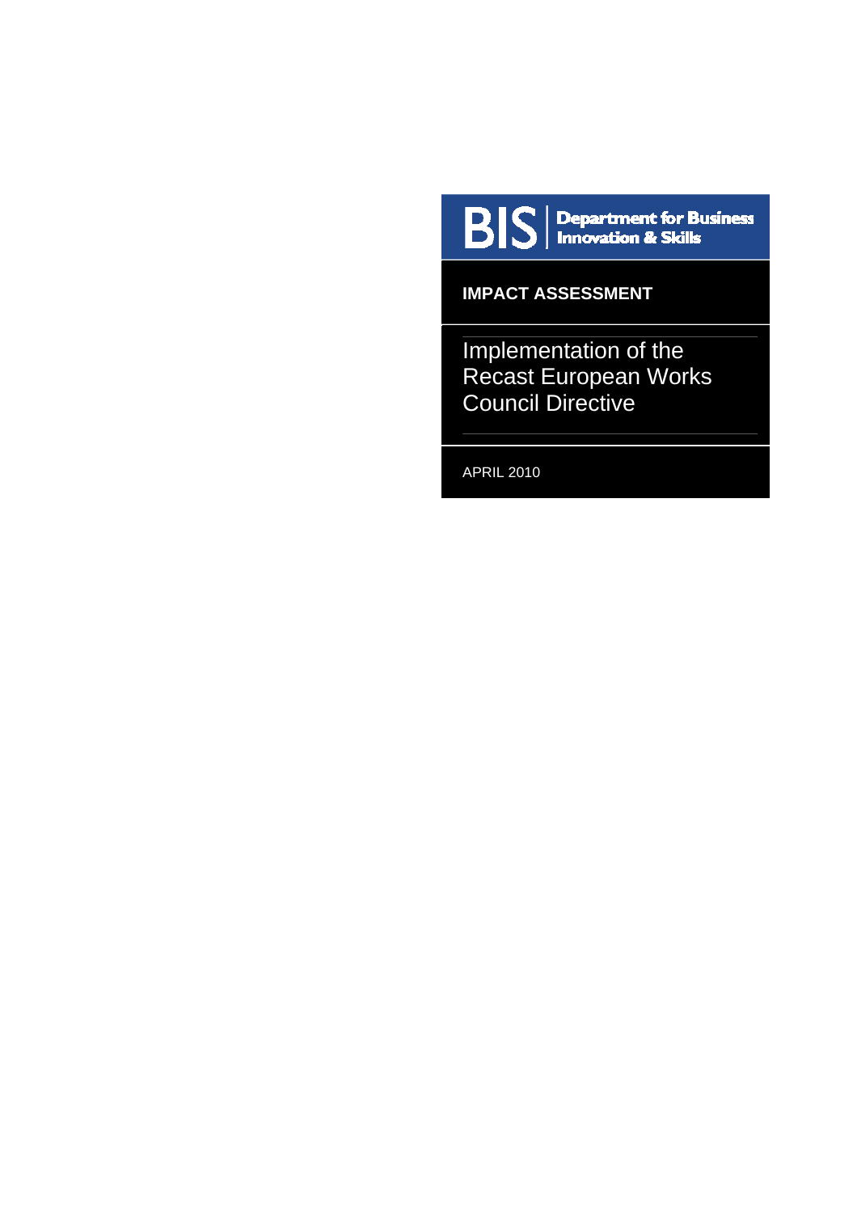BIS | Department for Business Innovation & Skills

**IMPACT ASSESSMENT**

# Implementation of the Recast European Works Council Directive

APRIL 2010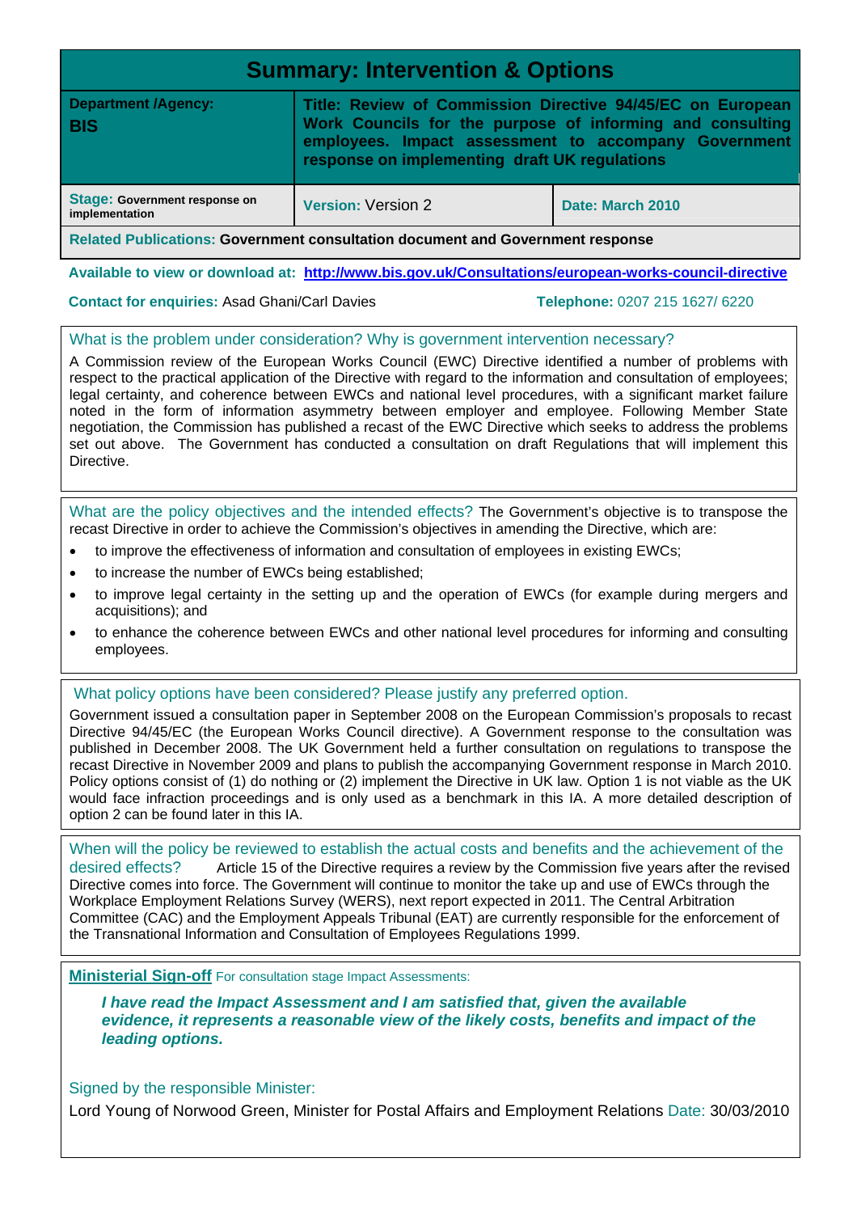# Summary: Intervention & Options

| **Department /Agency:** **BIS** | **Title: Review of Commission Directive 94/45/EC on European Work Councils for the purpose of informing and consulting employees. Impact assessment to accompany Government response on implementing draft UK regulations** | |
|---|---|---|
| **Stage: Government response on implementation** | **Version:** Version 2 | **Date: March 2010** |
| **Related Publications: Government consultation document and Government response** | | |

**Available to view or download at:** **http://www.bis.gov.uk/Consultations/european-works-council-directive**

**Contact for enquiries:** Asad Ghani/Carl Davies **Telephone:** 0207 215 1627/ 6220

## What is the problem under consideration? Why is government intervention necessary?

A Commission review of the European Works Council (EWC) Directive identified a number of problems with respect to the practical application of the Directive with regard to the information and consultation of employees; legal certainty, and coherence between EWCs and national level procedures, with a significant market failure noted in the form of information asymmetry between employer and employee. Following Member State negotiation, the Commission has published a recast of the EWC Directive which seeks to address the problems set out above. The Government has conducted a consultation on draft Regulations that will implement this Directive.

## What are the policy objectives and the intended effects?

The Government's objective is to transpose the recast Directive in order to achieve the Commission's objectives in amending the Directive, which are:

- to improve the effectiveness of information and consultation of employees in existing EWCs;
- to increase the number of EWCs being established;
- to improve legal certainty in the setting up and the operation of EWCs (for example during mergers and acquisitions); and
- to enhance the coherence between EWCs and other national level procedures for informing and consulting employees.

## What policy options have been considered? Please justify any preferred option.

Government issued a consultation paper in September 2008 on the European Commission's proposals to recast Directive 94/45/EC (the European Works Council directive). A Government response to the consultation was published in December 2008. The UK Government held a further consultation on regulations to transpose the recast Directive in November 2009 and plans to publish the accompanying Government response in March 2010. Policy options consist of (1) do nothing or (2) implement the Directive in UK law. Option 1 is not viable as the UK would face infraction proceedings and is only used as a benchmark in this IA. A more detailed description of option 2 can be found later in this IA.

## When will the policy be reviewed to establish the actual costs and benefits and the achievement of the desired effects?

Article 15 of the Directive requires a review by the Commission five years after the revised Directive comes into force. The Government will continue to monitor the take up and use of EWCs through the Workplace Employment Relations Survey (WERS), next report expected in 2011. The Central Arbitration Committee (CAC) and the Employment Appeals Tribunal (EAT) are currently responsible for the enforcement of the Transnational Information and Consultation of Employees Regulations 1999.

**Ministerial Sign-off** For consultation stage Impact Assessments:

***I have read the Impact Assessment and I am satisfied that, given the available evidence, it represents a reasonable view of the likely costs, benefits and impact of the leading options.***

Signed by the responsible Minister:

Lord Young of Norwood Green, Minister for Postal Affairs and Employment Relations Date: 30/03/2010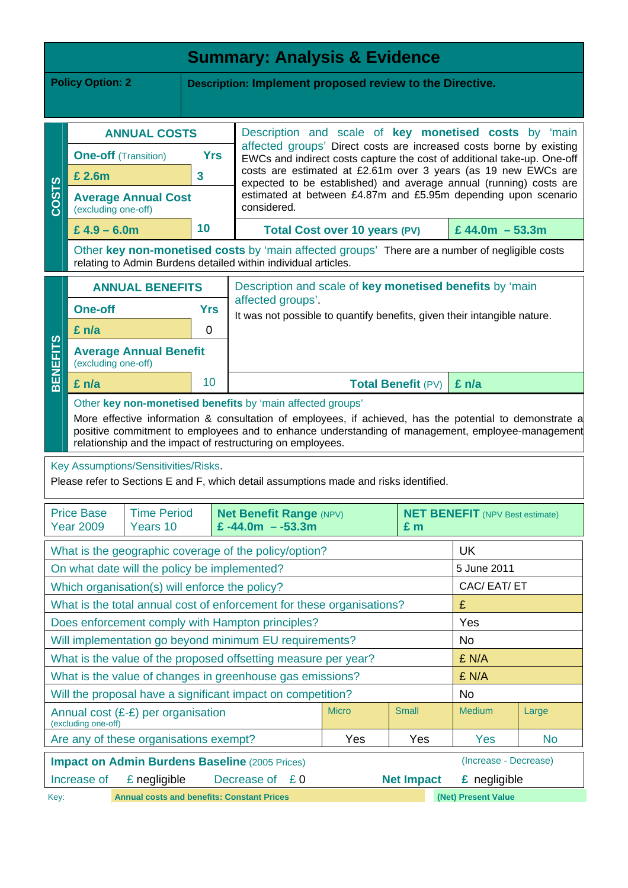# Summary: Analysis & Evidence

**Policy Option: 2**

**Description: Implement proposed review to the Directive.**

## COSTS

| ANNUAL COSTS | |
|---|---|
| **One-off** (Transition) | **Yrs** |
| **£ 2.6m** | **3** |
| **Average Annual Cost** (excluding one-off) | |
| **£ 4.9 – 6.0m** | **10** |

Description and scale of **key monetised costs** by 'main affected groups' Direct costs are increased costs borne by existing EWCs and indirect costs capture the cost of additional take-up. One-off costs are estimated at £2.61m over 3 years (as 19 new EWCs are expected to be established) and average annual (running) costs are estimated at between £4.87m and £5.95m depending upon scenario considered.

**Total Cost over 10 years** (PV) **£ 44.0m – 53.3m**

Other **key non-monetised costs** by 'main affected groups' There are a number of negligible costs relating to Admin Burdens detailed within individual articles.

## BENEFITS

| ANNUAL BENEFITS | |
|---|---|
| **One-off** | **Yrs** |
| **£ n/a** | 0 |
| **Average Annual Benefit** (excluding one-off) | |
| **£ n/a** | 10 |

Description and scale of **key monetised benefits** by 'main affected groups'.

It was not possible to quantify benefits, given their intangible nature.

**Total Benefit** (PV) **£ n/a**

Other **key non-monetised benefits** by 'main affected groups'

More effective information & consultation of employees, if achieved, has the potential to demonstrate a positive commitment to employees and to enhance understanding of management, employee-management relationship and the impact of restructuring on employees.

Key Assumptions/Sensitivities/Risks.

Please refer to Sections E and F, which detail assumptions made and risks identified.

| Price Base Year 2009 | Time Period Years 10 | **Net Benefit Range** (NPV) £ -44.0m – -53.3m | **NET BENEFIT** (NPV Best estimate) £ m |
|---|---|---|---|

| | | | | |
|---|---|---|---|---|
| What is the geographic coverage of the policy/option? | | | UK | |
| On what date will the policy be implemented? | | | 5 June 2011 | |
| Which organisation(s) will enforce the policy? | | | CAC/ EAT/ ET | |
| What is the total annual cost of enforcement for these organisations? | | | £ | |
| Does enforcement comply with Hampton principles? | | | Yes | |
| Will implementation go beyond minimum EU requirements? | | | No | |
| What is the value of the proposed offsetting measure per year? | | | £ N/A | |
| What is the value of changes in greenhouse gas emissions? | | | £ N/A | |
| Will the proposal have a significant impact on competition? | | | No | |
| Annual cost (£-£) per organisation (excluding one-off) | Micro | Small | Medium | Large |
| Are any of these organisations exempt? | Yes | Yes | Yes | No |

| **Impact on Admin Burdens Baseline** (2005 Prices) | | | (Increase - Decrease) |
|---|---|---|---|
| Increase of £ negligible | Decrease of £ 0 | **Net Impact** | £ negligible |

Key: Annual costs and benefits: Constant Prices | (Net) Present Value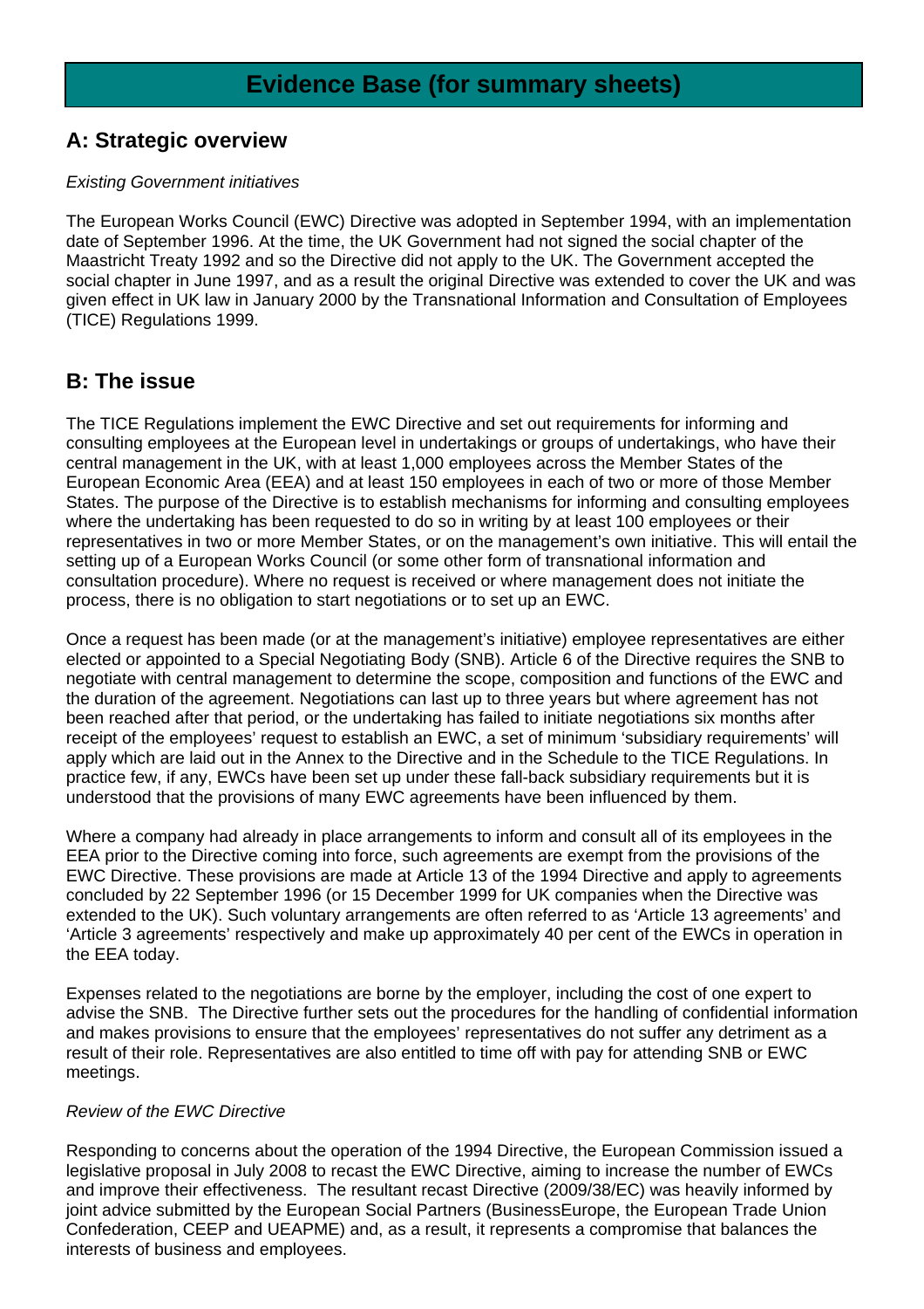# Evidence Base (for summary sheets)

## A: Strategic overview

*Existing Government initiatives*

The European Works Council (EWC) Directive was adopted in September 1994, with an implementation date of September 1996. At the time, the UK Government had not signed the social chapter of the Maastricht Treaty 1992 and so the Directive did not apply to the UK. The Government accepted the social chapter in June 1997, and as a result the original Directive was extended to cover the UK and was given effect in UK law in January 2000 by the Transnational Information and Consultation of Employees (TICE) Regulations 1999.

## B: The issue

The TICE Regulations implement the EWC Directive and set out requirements for informing and consulting employees at the European level in undertakings or groups of undertakings, who have their central management in the UK, with at least 1,000 employees across the Member States of the European Economic Area (EEA) and at least 150 employees in each of two or more of those Member States. The purpose of the Directive is to establish mechanisms for informing and consulting employees where the undertaking has been requested to do so in writing by at least 100 employees or their representatives in two or more Member States, or on the management's own initiative. This will entail the setting up of a European Works Council (or some other form of transnational information and consultation procedure). Where no request is received or where management does not initiate the process, there is no obligation to start negotiations or to set up an EWC.

Once a request has been made (or at the management's initiative) employee representatives are either elected or appointed to a Special Negotiating Body (SNB). Article 6 of the Directive requires the SNB to negotiate with central management to determine the scope, composition and functions of the EWC and the duration of the agreement. Negotiations can last up to three years but where agreement has not been reached after that period, or the undertaking has failed to initiate negotiations six months after receipt of the employees' request to establish an EWC, a set of minimum 'subsidiary requirements' will apply which are laid out in the Annex to the Directive and in the Schedule to the TICE Regulations. In practice few, if any, EWCs have been set up under these fall-back subsidiary requirements but it is understood that the provisions of many EWC agreements have been influenced by them.

Where a company had already in place arrangements to inform and consult all of its employees in the EEA prior to the Directive coming into force, such agreements are exempt from the provisions of the EWC Directive. These provisions are made at Article 13 of the 1994 Directive and apply to agreements concluded by 22 September 1996 (or 15 December 1999 for UK companies when the Directive was extended to the UK). Such voluntary arrangements are often referred to as 'Article 13 agreements' and 'Article 3 agreements' respectively and make up approximately 40 per cent of the EWCs in operation in the EEA today.

Expenses related to the negotiations are borne by the employer, including the cost of one expert to advise the SNB. The Directive further sets out the procedures for the handling of confidential information and makes provisions to ensure that the employees' representatives do not suffer any detriment as a result of their role. Representatives are also entitled to time off with pay for attending SNB or EWC meetings.

*Review of the EWC Directive*

Responding to concerns about the operation of the 1994 Directive, the European Commission issued a legislative proposal in July 2008 to recast the EWC Directive, aiming to increase the number of EWCs and improve their effectiveness. The resultant recast Directive (2009/38/EC) was heavily informed by joint advice submitted by the European Social Partners (BusinessEurope, the European Trade Union Confederation, CEEP and UEAPME) and, as a result, it represents a compromise that balances the interests of business and employees.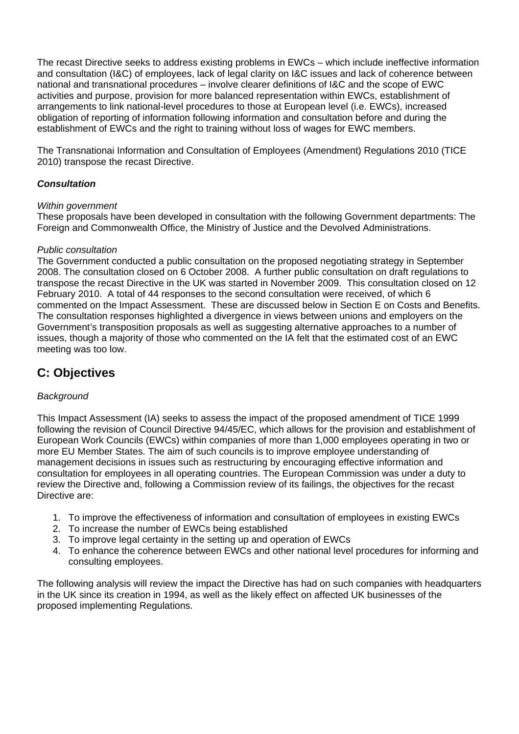The recast Directive seeks to address existing problems in EWCs – which include ineffective information and consultation (I&C) of employees, lack of legal clarity on I&C issues and lack of coherence between national and transnational procedures – involve clearer definitions of I&C and the scope of EWC activities and purpose, provision for more balanced representation within EWCs, establishment of arrangements to link national-level procedures to those at European level (i.e. EWCs), increased obligation of reporting of information following information and consultation before and during the establishment of EWCs and the right to training without loss of wages for EWC members.

The Transnationai Information and Consultation of Employees (Amendment) Regulations 2010 (TICE 2010) transpose the recast Directive.

***Consultation***

*Within government*
These proposals have been developed in consultation with the following Government departments: The Foreign and Commonwealth Office, the Ministry of Justice and the Devolved Administrations.

*Public consultation*
The Government conducted a public consultation on the proposed negotiating strategy in September 2008. The consultation closed on 6 October 2008. A further public consultation on draft regulations to transpose the recast Directive in the UK was started in November 2009. This consultation closed on 12 February 2010. A total of 44 responses to the second consultation were received, of which 6 commented on the Impact Assessment. These are discussed below in Section E on Costs and Benefits. The consultation responses highlighted a divergence in views between unions and employers on the Government's transposition proposals as well as suggesting alternative approaches to a number of issues, though a majority of those who commented on the IA felt that the estimated cost of an EWC meeting was too low.

## C: Objectives

*Background*

This Impact Assessment (IA) seeks to assess the impact of the proposed amendment of TICE 1999 following the revision of Council Directive 94/45/EC, which allows for the provision and establishment of European Work Councils (EWCs) within companies of more than 1,000 employees operating in two or more EU Member States. The aim of such councils is to improve employee understanding of management decisions in issues such as restructuring by encouraging effective information and consultation for employees in all operating countries. The European Commission was under a duty to review the Directive and, following a Commission review of its failings, the objectives for the recast Directive are:

1. To improve the effectiveness of information and consultation of employees in existing EWCs
2. To increase the number of EWCs being established
3. To improve legal certainty in the setting up and operation of EWCs
4. To enhance the coherence between EWCs and other national level procedures for informing and consulting employees.

The following analysis will review the impact the Directive has had on such companies with headquarters in the UK since its creation in 1994, as well as the likely effect on affected UK businesses of the proposed implementing Regulations.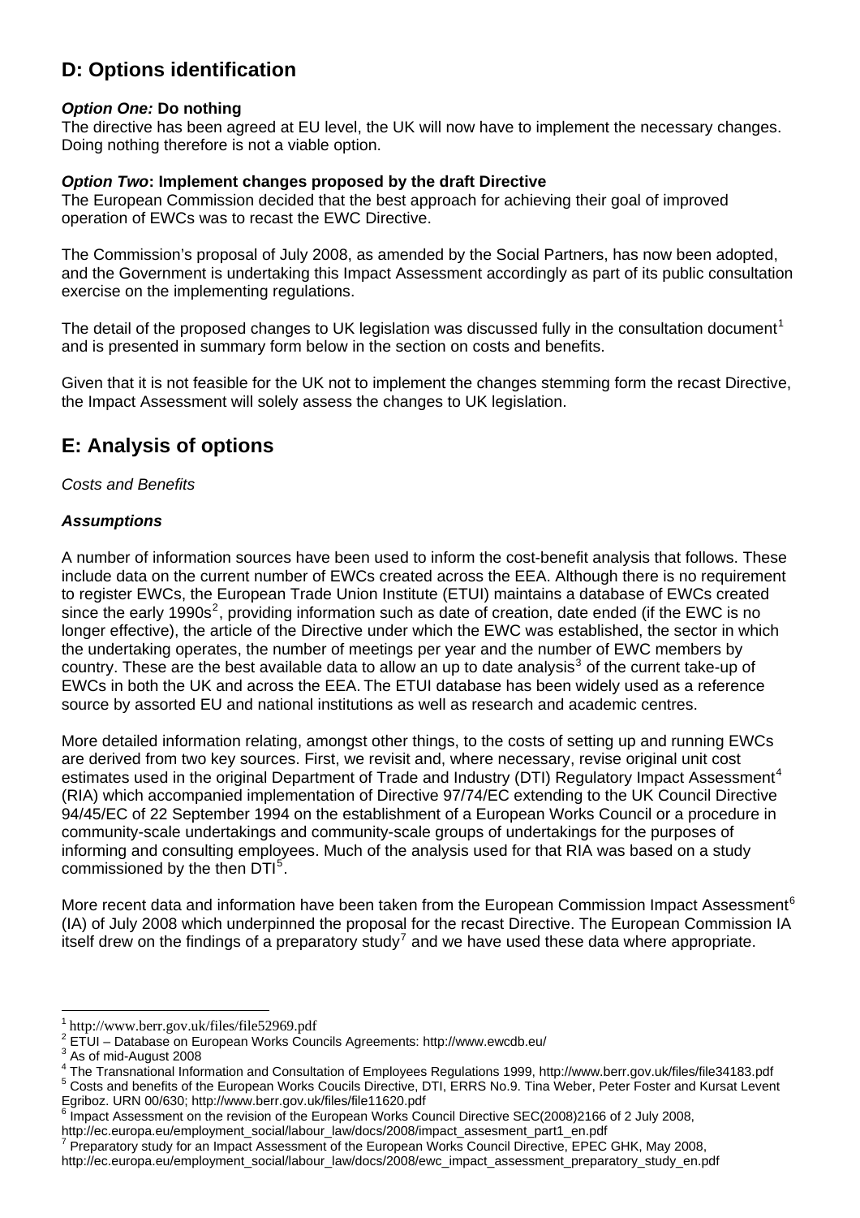## D: Options identification

***Option One:*** **Do nothing**
The directive has been agreed at EU level, the UK will now have to implement the necessary changes. Doing nothing therefore is not a viable option.

***Option Two*****: Implement changes proposed by the draft Directive**
The European Commission decided that the best approach for achieving their goal of improved operation of EWCs was to recast the EWC Directive.

The Commission's proposal of July 2008, as amended by the Social Partners, has now been adopted, and the Government is undertaking this Impact Assessment accordingly as part of its public consultation exercise on the implementing regulations.

The detail of the proposed changes to UK legislation was discussed fully in the consultation document[1] and is presented in summary form below in the section on costs and benefits.

Given that it is not feasible for the UK not to implement the changes stemming form the recast Directive, the Impact Assessment will solely assess the changes to UK legislation.

## E: Analysis of options

*Costs and Benefits*

***Assumptions***

A number of information sources have been used to inform the cost-benefit analysis that follows. These include data on the current number of EWCs created across the EEA. Although there is no requirement to register EWCs, the European Trade Union Institute (ETUI) maintains a database of EWCs created since the early 1990s[2], providing information such as date of creation, date ended (if the EWC is no longer effective), the article of the Directive under which the EWC was established, the sector in which the undertaking operates, the number of meetings per year and the number of EWC members by country. These are the best available data to allow an up to date analysis[3] of the current take-up of EWCs in both the UK and across the EEA. The ETUI database has been widely used as a reference source by assorted EU and national institutions as well as research and academic centres.

More detailed information relating, amongst other things, to the costs of setting up and running EWCs are derived from two key sources. First, we revisit and, where necessary, revise original unit cost estimates used in the original Department of Trade and Industry (DTI) Regulatory Impact Assessment[4] (RIA) which accompanied implementation of Directive 97/74/EC extending to the UK Council Directive 94/45/EC of 22 September 1994 on the establishment of a European Works Council or a procedure in community-scale undertakings and community-scale groups of undertakings for the purposes of informing and consulting employees. Much of the analysis used for that RIA was based on a study commissioned by the then DTI[5].

More recent data and information have been taken from the European Commission Impact Assessment[6] (IA) of July 2008 which underpinned the proposal for the recast Directive. The European Commission IA itself drew on the findings of a preparatory study[7] and we have used these data where appropriate.

---

[1] http://www.berr.gov.uk/files/file52969.pdf
[2] ETUI – Database on European Works Councils Agreements: http://www.ewcdb.eu/
[3] As of mid-August 2008
[4] The Transnational Information and Consultation of Employees Regulations 1999, http://www.berr.gov.uk/files/file34183.pdf
[5] Costs and benefits of the European Works Coucils Directive, DTI, ERRS No.9. Tina Weber, Peter Foster and Kursat Levent Egriboz. URN 00/630; http://www.berr.gov.uk/files/file11620.pdf
[6] Impact Assessment on the revision of the European Works Council Directive SEC(2008)2166 of 2 July 2008, http://ec.europa.eu/employment_social/labour_law/docs/2008/impact_assesment_part1_en.pdf
[7] Preparatory study for an Impact Assessment of the European Works Council Directive, EPEC GHK, May 2008, http://ec.europa.eu/employment_social/labour_law/docs/2008/ewc_impact_assessment_preparatory_study_en.pdf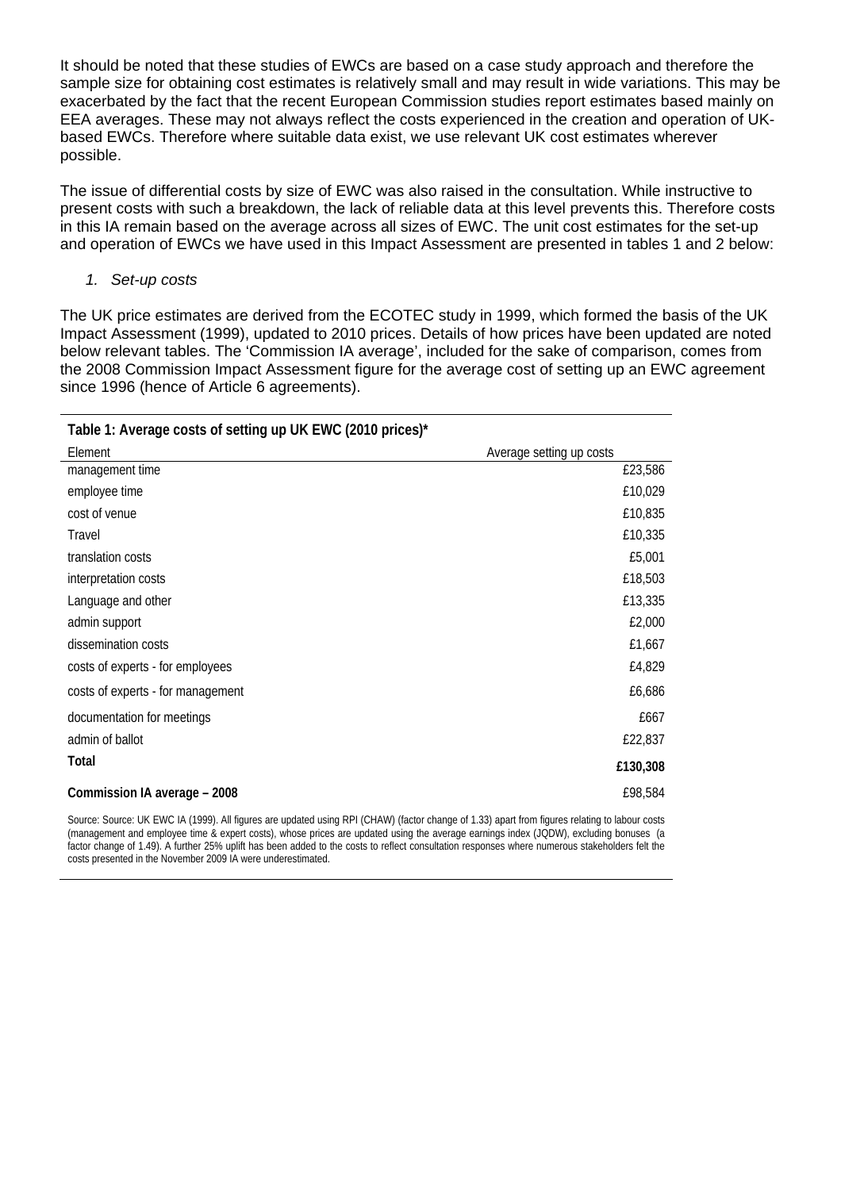It should be noted that these studies of EWCs are based on a case study approach and therefore the sample size for obtaining cost estimates is relatively small and may result in wide variations. This may be exacerbated by the fact that the recent European Commission studies report estimates based mainly on EEA averages. These may not always reflect the costs experienced in the creation and operation of UK-based EWCs. Therefore where suitable data exist, we use relevant UK cost estimates wherever possible.

The issue of differential costs by size of EWC was also raised in the consultation. While instructive to present costs with such a breakdown, the lack of reliable data at this level prevents this. Therefore costs in this IA remain based on the average across all sizes of EWC. The unit cost estimates for the set-up and operation of EWCs we have used in this Impact Assessment are presented in tables 1 and 2 below:

1. *Set-up costs*

The UK price estimates are derived from the ECOTEC study in 1999, which formed the basis of the UK Impact Assessment (1999), updated to 2010 prices. Details of how prices have been updated are noted below relevant tables. The 'Commission IA average', included for the sake of comparison, comes from the 2008 Commission Impact Assessment figure for the average cost of setting up an EWC agreement since 1996 (hence of Article 6 agreements).

**Table 1: Average costs of setting up UK EWC (2010 prices)\***

| Element | Average setting up costs |
|---|---|
| management time | £23,586 |
| employee time | £10,029 |
| cost of venue | £10,835 |
| Travel | £10,335 |
| translation costs | £5,001 |
| interpretation costs | £18,503 |
| Language and other | £13,335 |
| admin support | £2,000 |
| dissemination costs | £1,667 |
| costs of experts - for employees | £4,829 |
| costs of experts - for management | £6,686 |
| documentation for meetings | £667 |
| admin of ballot | £22,837 |
| **Total** | **£130,308** |
| **Commission IA average – 2008** | £98,584 |

Source: Source: UK EWC IA (1999). All figures are updated using RPI (CHAW) (factor change of 1.33) apart from figures relating to labour costs (management and employee time & expert costs), whose prices are updated using the average earnings index (JQDW), excluding bonuses (a factor change of 1.49). A further 25% uplift has been added to the costs to reflect consultation responses where numerous stakeholders felt the costs presented in the November 2009 IA were underestimated.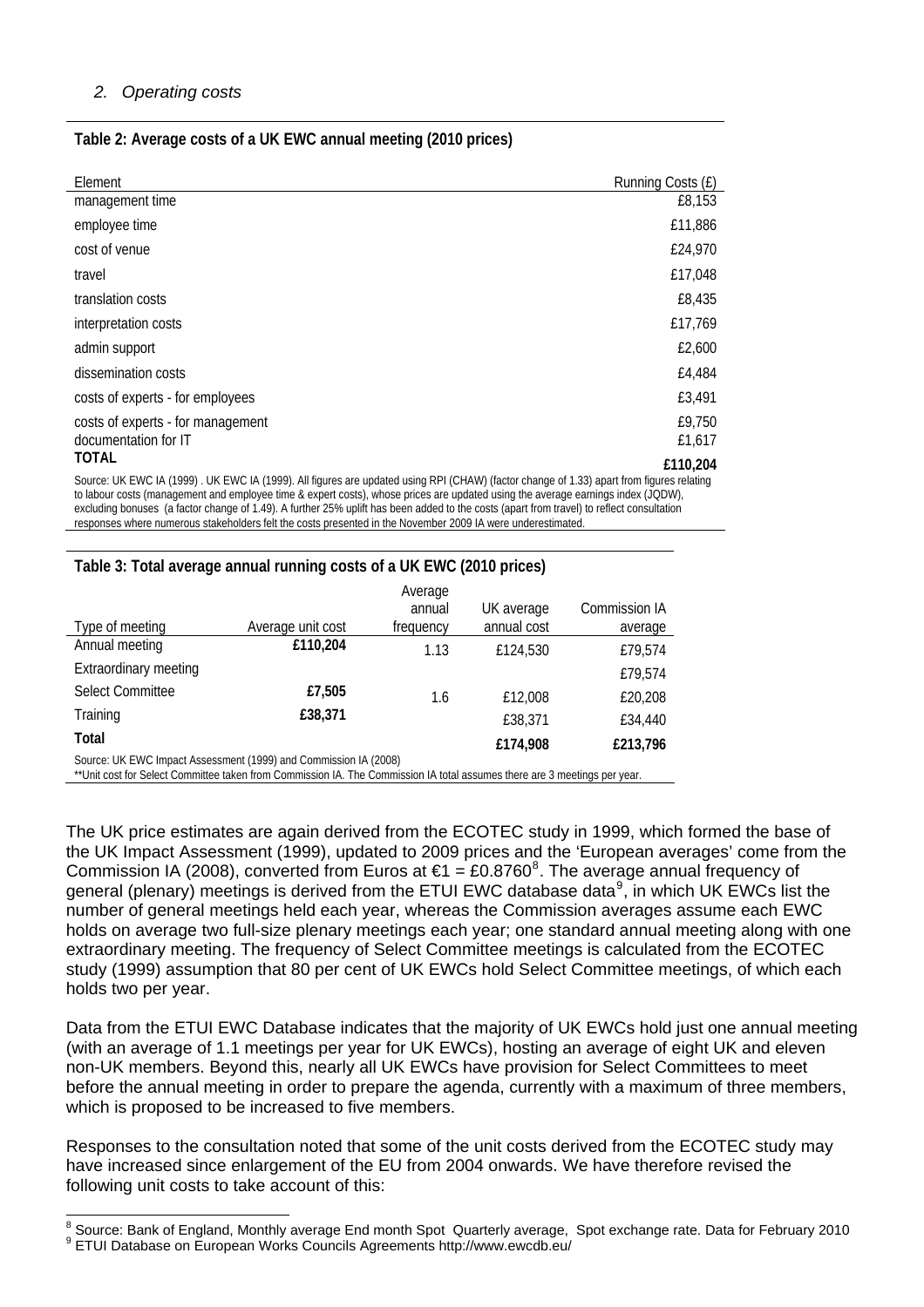*2. Operating costs*

**Table 2: Average costs of a UK EWC annual meeting (2010 prices)**

| Element | Running Costs (£) |
|---|---|
| management time | £8,153 |
| employee time | £11,886 |
| cost of venue | £24,970 |
| travel | £17,048 |
| translation costs | £8,435 |
| interpretation costs | £17,769 |
| admin support | £2,600 |
| dissemination costs | £4,484 |
| costs of experts - for employees | £3,491 |
| costs of experts - for management | £9,750 |
| documentation for IT | £1,617 |
| **TOTAL** | **£110,204** |

Source: UK EWC IA (1999) . UK EWC IA (1999). All figures are updated using RPI (CHAW) (factor change of 1.33) apart from figures relating to labour costs (management and employee time & expert costs), whose prices are updated using the average earnings index (JQDW), excluding bonuses (a factor change of 1.49). A further 25% uplift has been added to the costs (apart from travel) to reflect consultation responses where numerous stakeholders felt the costs presented in the November 2009 IA were underestimated.

**Table 3: Total average annual running costs of a UK EWC (2010 prices)**

| Type of meeting | Average unit cost | Average annual frequency | UK average annual cost | Commission IA average |
|---|---|---|---|---|
| Annual meeting | **£110,204** | 1.13 | £124,530 | £79,574 |
| Extraordinary meeting | | | | £79,574 |
| Select Committee | **£7,505** | 1.6 | £12,008 | £20,208 |
| Training | **£38,371** | | £38,371 | £34,440 |
| **Total** | | | **£174,908** | **£213,796** |

Source: UK EWC Impact Assessment (1999) and Commission IA (2008)
**Unit cost for Select Committee taken from Commission IA. The Commission IA total assumes there are 3 meetings per year.

The UK price estimates are again derived from the ECOTEC study in 1999, which formed the base of the UK Impact Assessment (1999), updated to 2009 prices and the 'European averages' come from the Commission IA (2008), converted from Euros at €1 = £0.8760[8]. The average annual frequency of general (plenary) meetings is derived from the ETUI EWC database data[9], in which UK EWCs list the number of general meetings held each year, whereas the Commission averages assume each EWC holds on average two full-size plenary meetings each year; one standard annual meeting along with one extraordinary meeting. The frequency of Select Committee meetings is calculated from the ECOTEC study (1999) assumption that 80 per cent of UK EWCs hold Select Committee meetings, of which each holds two per year.

Data from the ETUI EWC Database indicates that the majority of UK EWCs hold just one annual meeting (with an average of 1.1 meetings per year for UK EWCs), hosting an average of eight UK and eleven non-UK members. Beyond this, nearly all UK EWCs have provision for Select Committees to meet before the annual meeting in order to prepare the agenda, currently with a maximum of three members, which is proposed to be increased to five members.

Responses to the consultation noted that some of the unit costs derived from the ECOTEC study may have increased since enlargement of the EU from 2004 onwards. We have therefore revised the following unit costs to take account of this:

[8] Source: Bank of England, Monthly average End month Spot Quarterly average, Spot exchange rate. Data for February 2010
[9] ETUI Database on European Works Councils Agreements http://www.ewcdb.eu/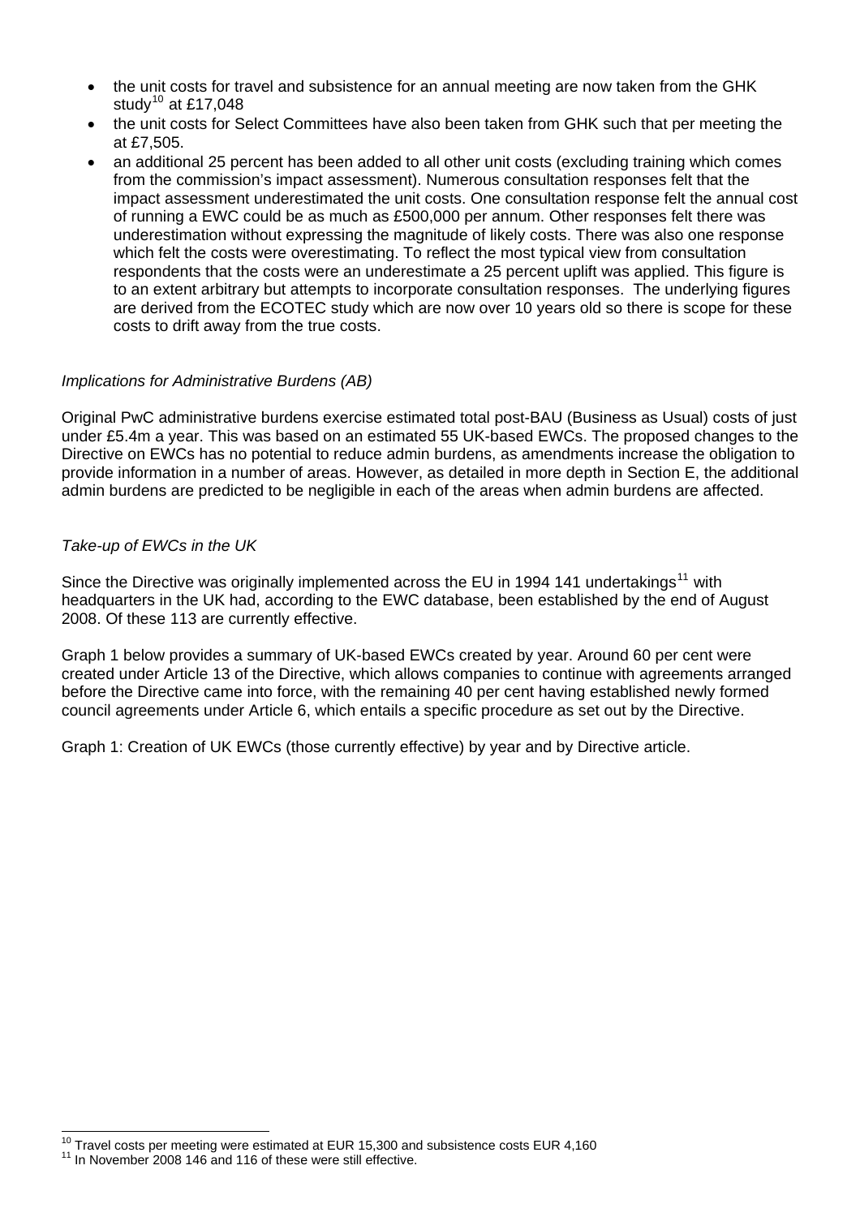- the unit costs for travel and subsistence for an annual meeting are now taken from the GHK study[10] at £17,048
- the unit costs for Select Committees have also been taken from GHK such that per meeting the at £7,505.
- an additional 25 percent has been added to all other unit costs (excluding training which comes from the commission's impact assessment). Numerous consultation responses felt that the impact assessment underestimated the unit costs. One consultation response felt the annual cost of running a EWC could be as much as £500,000 per annum. Other responses felt there was underestimation without expressing the magnitude of likely costs. There was also one response which felt the costs were overestimating. To reflect the most typical view from consultation respondents that the costs were an underestimate a 25 percent uplift was applied. This figure is to an extent arbitrary but attempts to incorporate consultation responses. The underlying figures are derived from the ECOTEC study which are now over 10 years old so there is scope for these costs to drift away from the true costs.

*Implications for Administrative Burdens (AB)*

Original PwC administrative burdens exercise estimated total post-BAU (Business as Usual) costs of just under £5.4m a year. This was based on an estimated 55 UK-based EWCs. The proposed changes to the Directive on EWCs has no potential to reduce admin burdens, as amendments increase the obligation to provide information in a number of areas. However, as detailed in more depth in Section E, the additional admin burdens are predicted to be negligible in each of the areas when admin burdens are affected.

*Take-up of EWCs in the UK*

Since the Directive was originally implemented across the EU in 1994 141 undertakings[11] with headquarters in the UK had, according to the EWC database, been established by the end of August 2008. Of these 113 are currently effective.

Graph 1 below provides a summary of UK-based EWCs created by year. Around 60 per cent were created under Article 13 of the Directive, which allows companies to continue with agreements arranged before the Directive came into force, with the remaining 40 per cent having established newly formed council agreements under Article 6, which entails a specific procedure as set out by the Directive.

Graph 1: Creation of UK EWCs (those currently effective) by year and by Directive article.

[10] Travel costs per meeting were estimated at EUR 15,300 and subsistence costs EUR 4,160

[11] In November 2008 146 and 116 of these were still effective.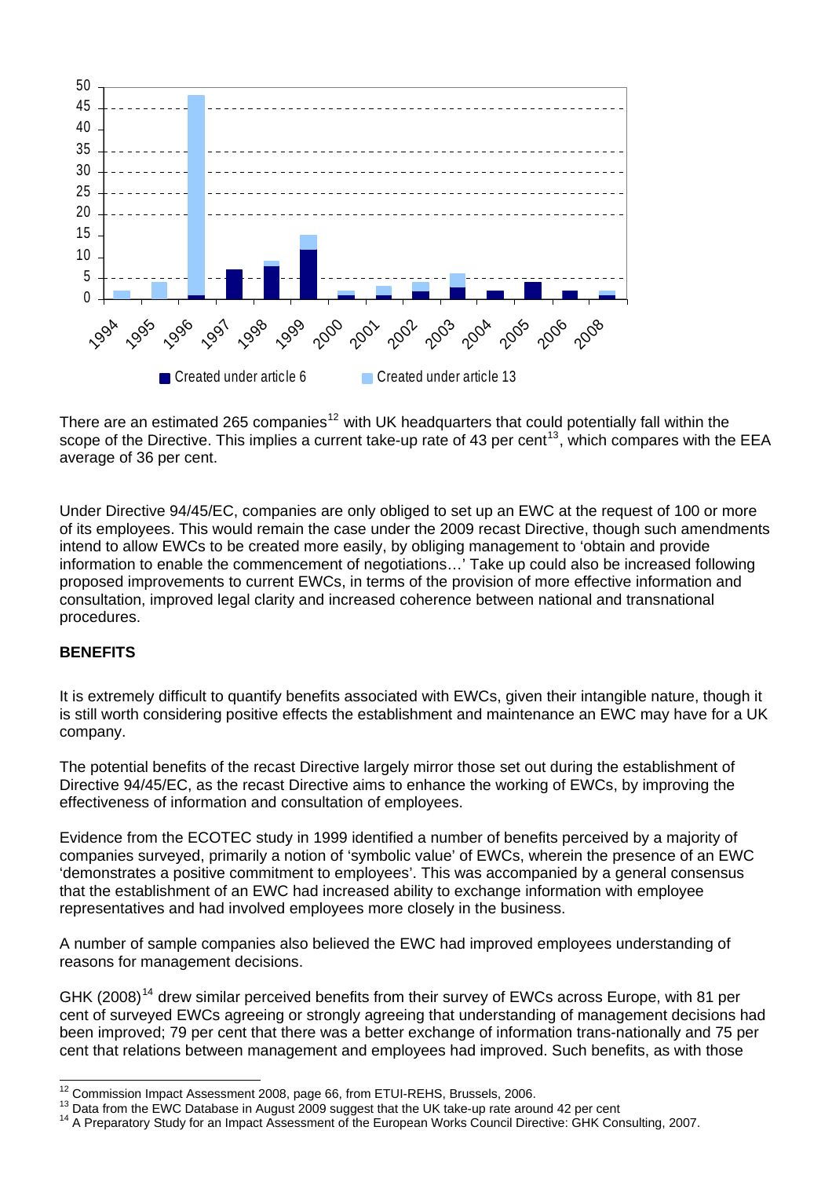There are an estimated 265 companies[12] with UK headquarters that could potentially fall within the scope of the Directive. This implies a current take-up rate of 43 per cent[13], which compares with the EEA average of 36 per cent.

Under Directive 94/45/EC, companies are only obliged to set up an EWC at the request of 100 or more of its employees. This would remain the case under the 2009 recast Directive, though such amendments intend to allow EWCs to be created more easily, by obliging management to 'obtain and provide information to enable the commencement of negotiations…' Take up could also be increased following proposed improvements to current EWCs, in terms of the provision of more effective information and consultation, improved legal clarity and increased coherence between national and transnational procedures.

**BENEFITS**

It is extremely difficult to quantify benefits associated with EWCs, given their intangible nature, though it is still worth considering positive effects the establishment and maintenance an EWC may have for a UK company.

The potential benefits of the recast Directive largely mirror those set out during the establishment of Directive 94/45/EC, as the recast Directive aims to enhance the working of EWCs, by improving the effectiveness of information and consultation of employees.

Evidence from the ECOTEC study in 1999 identified a number of benefits perceived by a majority of companies surveyed, primarily a notion of 'symbolic value' of EWCs, wherein the presence of an EWC 'demonstrates a positive commitment to employees'. This was accompanied by a general consensus that the establishment of an EWC had increased ability to exchange information with employee representatives and had involved employees more closely in the business.

A number of sample companies also believed the EWC had improved employees understanding of reasons for management decisions.

GHK (2008)[14] drew similar perceived benefits from their survey of EWCs across Europe, with 81 per cent of surveyed EWCs agreeing or strongly agreeing that understanding of management decisions had been improved; 79 per cent that there was a better exchange of information trans-nationally and 75 per cent that relations between management and employees had improved. Such benefits, as with those

---

[12] Commission Impact Assessment 2008, page 66, from ETUI-REHS, Brussels, 2006.

[13] Data from the EWC Database in August 2009 suggest that the UK take-up rate around 42 per cent

[14] A Preparatory Study for an Impact Assessment of the European Works Council Directive: GHK Consulting, 2007.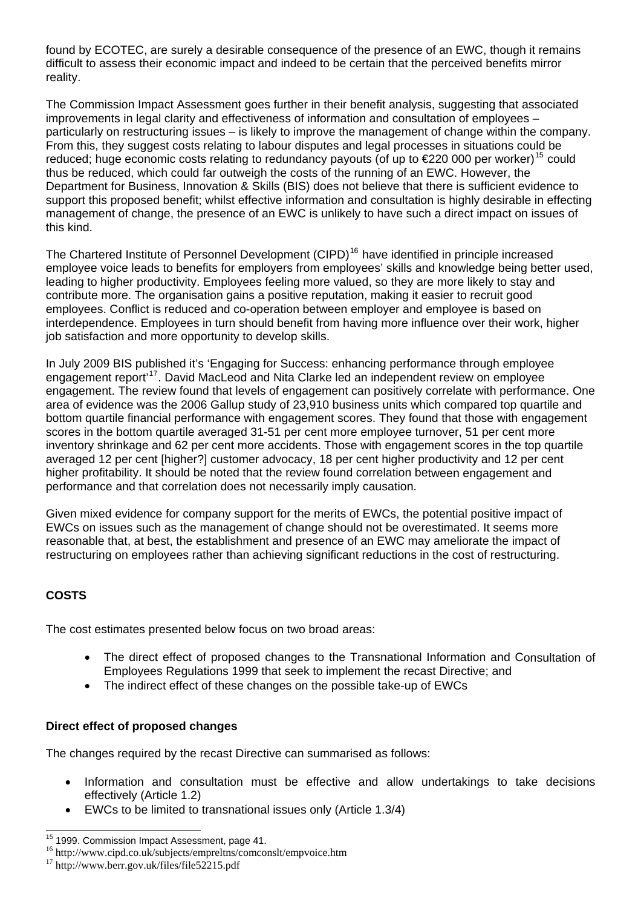found by ECOTEC, are surely a desirable consequence of the presence of an EWC, though it remains difficult to assess their economic impact and indeed to be certain that the perceived benefits mirror reality.

The Commission Impact Assessment goes further in their benefit analysis, suggesting that associated improvements in legal clarity and effectiveness of information and consultation of employees – particularly on restructuring issues – is likely to improve the management of change within the company. From this, they suggest costs relating to labour disputes and legal processes in situations could be reduced; huge economic costs relating to redundancy payouts (of up to €220 000 per worker)[15] could thus be reduced, which could far outweigh the costs of the running of an EWC. However, the Department for Business, Innovation & Skills (BIS) does not believe that there is sufficient evidence to support this proposed benefit; whilst effective information and consultation is highly desirable in effecting management of change, the presence of an EWC is unlikely to have such a direct impact on issues of this kind.

The Chartered Institute of Personnel Development (CIPD)[16] have identified in principle increased employee voice leads to benefits for employers from employees' skills and knowledge being better used, leading to higher productivity. Employees feeling more valued, so they are more likely to stay and contribute more. The organisation gains a positive reputation, making it easier to recruit good employees. Conflict is reduced and co-operation between employer and employee is based on interdependence. Employees in turn should benefit from having more influence over their work, higher job satisfaction and more opportunity to develop skills.

In July 2009 BIS published it's 'Engaging for Success: enhancing performance through employee engagement report'[17]. David MacLeod and Nita Clarke led an independent review on employee engagement. The review found that levels of engagement can positively correlate with performance. One area of evidence was the 2006 Gallup study of 23,910 business units which compared top quartile and bottom quartile financial performance with engagement scores. They found that those with engagement scores in the bottom quartile averaged 31-51 per cent more employee turnover, 51 per cent more inventory shrinkage and 62 per cent more accidents. Those with engagement scores in the top quartile averaged 12 per cent [higher?] customer advocacy, 18 per cent higher productivity and 12 per cent higher profitability. It should be noted that the review found correlation between engagement and performance and that correlation does not necessarily imply causation.

Given mixed evidence for company support for the merits of EWCs, the potential positive impact of EWCs on issues such as the management of change should not be overestimated. It seems more reasonable that, at best, the establishment and presence of an EWC may ameliorate the impact of restructuring on employees rather than achieving significant reductions in the cost of restructuring.

## COSTS

The cost estimates presented below focus on two broad areas:

- The direct effect of proposed changes to the Transnational Information and Consultation of Employees Regulations 1999 that seek to implement the recast Directive; and
- The indirect effect of these changes on the possible take-up of EWCs

### Direct effect of proposed changes

The changes required by the recast Directive can summarised as follows:

- Information and consultation must be effective and allow undertakings to take decisions effectively (Article 1.2)
- EWCs to be limited to transnational issues only (Article 1.3/4)

---

[15] 1999. Commission Impact Assessment, page 41.

[16] http://www.cipd.co.uk/subjects/empreltns/comconslt/empvoice.htm

[17] http://www.berr.gov.uk/files/file52215.pdf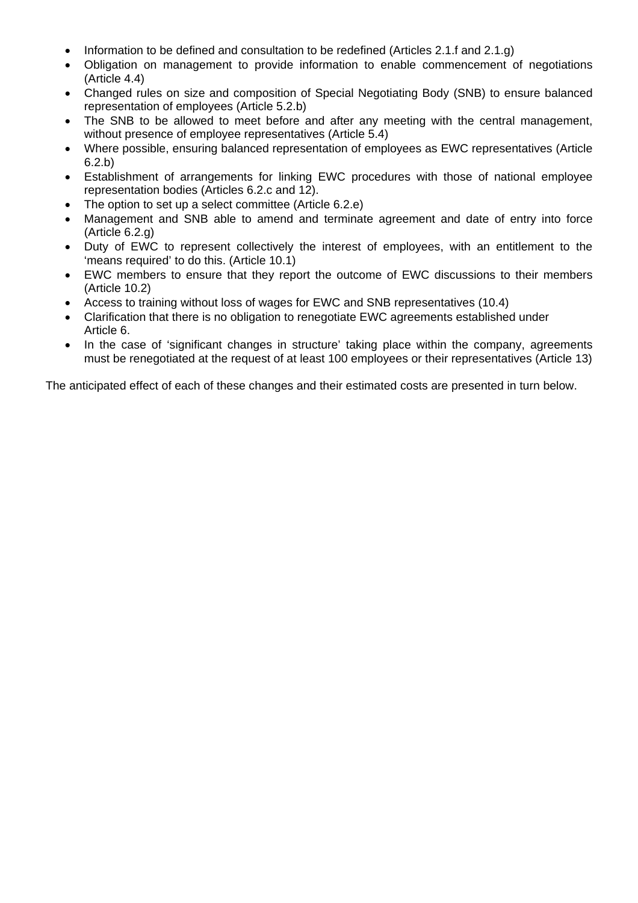- Information to be defined and consultation to be redefined (Articles 2.1.f and 2.1.g)
- Obligation on management to provide information to enable commencement of negotiations (Article 4.4)
- Changed rules on size and composition of Special Negotiating Body (SNB) to ensure balanced representation of employees (Article 5.2.b)
- The SNB to be allowed to meet before and after any meeting with the central management, without presence of employee representatives (Article 5.4)
- Where possible, ensuring balanced representation of employees as EWC representatives (Article 6.2.b)
- Establishment of arrangements for linking EWC procedures with those of national employee representation bodies (Articles 6.2.c and 12).
- The option to set up a select committee (Article 6.2.e)
- Management and SNB able to amend and terminate agreement and date of entry into force (Article 6.2.g)
- Duty of EWC to represent collectively the interest of employees, with an entitlement to the 'means required' to do this. (Article 10.1)
- EWC members to ensure that they report the outcome of EWC discussions to their members (Article 10.2)
- Access to training without loss of wages for EWC and SNB representatives (10.4)
- Clarification that there is no obligation to renegotiate EWC agreements established under Article 6.
- In the case of 'significant changes in structure' taking place within the company, agreements must be renegotiated at the request of at least 100 employees or their representatives (Article 13)

The anticipated effect of each of these changes and their estimated costs are presented in turn below.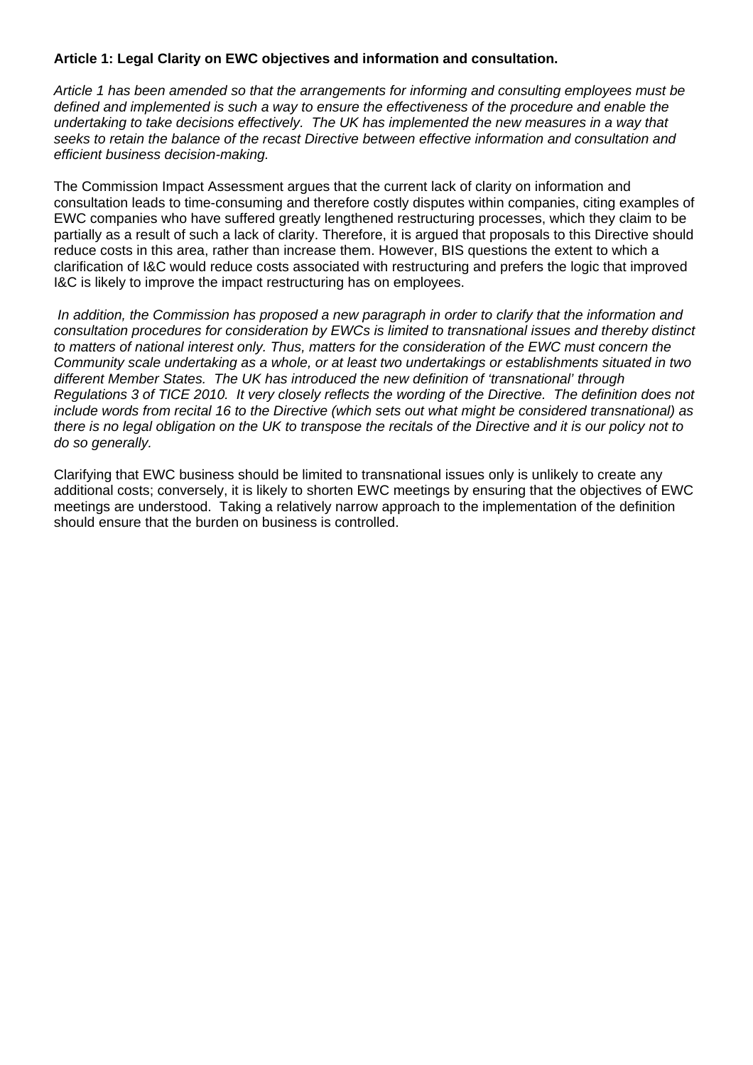**Article 1: Legal Clarity on EWC objectives and information and consultation.**

*Article 1 has been amended so that the arrangements for informing and consulting employees must be defined and implemented is such a way to ensure the effectiveness of the procedure and enable the undertaking to take decisions effectively. The UK has implemented the new measures in a way that seeks to retain the balance of the recast Directive between effective information and consultation and efficient business decision-making.*

The Commission Impact Assessment argues that the current lack of clarity on information and consultation leads to time-consuming and therefore costly disputes within companies, citing examples of EWC companies who have suffered greatly lengthened restructuring processes, which they claim to be partially as a result of such a lack of clarity. Therefore, it is argued that proposals to this Directive should reduce costs in this area, rather than increase them. However, BIS questions the extent to which a clarification of I&C would reduce costs associated with restructuring and prefers the logic that improved I&C is likely to improve the impact restructuring has on employees.

*In addition, the Commission has proposed a new paragraph in order to clarify that the information and consultation procedures for consideration by EWCs is limited to transnational issues and thereby distinct to matters of national interest only. Thus, matters for the consideration of the EWC must concern the Community scale undertaking as a whole, or at least two undertakings or establishments situated in two different Member States. The UK has introduced the new definition of 'transnational' through Regulations 3 of TICE 2010. It very closely reflects the wording of the Directive. The definition does not include words from recital 16 to the Directive (which sets out what might be considered transnational) as there is no legal obligation on the UK to transpose the recitals of the Directive and it is our policy not to do so generally.*

Clarifying that EWC business should be limited to transnational issues only is unlikely to create any additional costs; conversely, it is likely to shorten EWC meetings by ensuring that the objectives of EWC meetings are understood. Taking a relatively narrow approach to the implementation of the definition should ensure that the burden on business is controlled.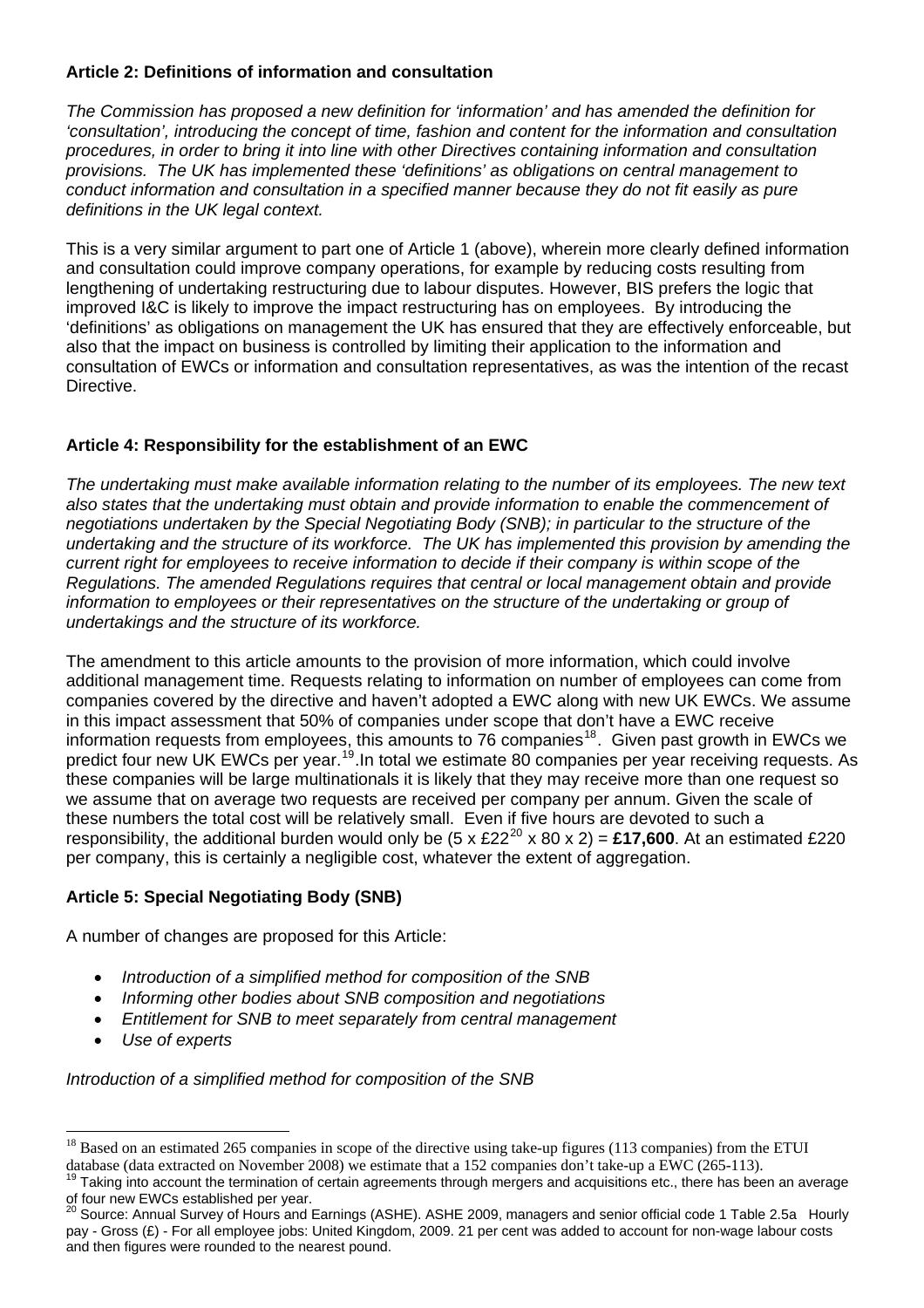**Article 2: Definitions of information and consultation**

*The Commission has proposed a new definition for 'information' and has amended the definition for 'consultation', introducing the concept of time, fashion and content for the information and consultation procedures, in order to bring it into line with other Directives containing information and consultation provisions. The UK has implemented these 'definitions' as obligations on central management to conduct information and consultation in a specified manner because they do not fit easily as pure definitions in the UK legal context.*

This is a very similar argument to part one of Article 1 (above), wherein more clearly defined information and consultation could improve company operations, for example by reducing costs resulting from lengthening of undertaking restructuring due to labour disputes. However, BIS prefers the logic that improved I&C is likely to improve the impact restructuring has on employees. By introducing the 'definitions' as obligations on management the UK has ensured that they are effectively enforceable, but also that the impact on business is controlled by limiting their application to the information and consultation of EWCs or information and consultation representatives, as was the intention of the recast Directive.

**Article 4: Responsibility for the establishment of an EWC**

*The undertaking must make available information relating to the number of its employees. The new text also states that the undertaking must obtain and provide information to enable the commencement of negotiations undertaken by the Special Negotiating Body (SNB); in particular to the structure of the undertaking and the structure of its workforce. The UK has implemented this provision by amending the current right for employees to receive information to decide if their company is within scope of the Regulations. The amended Regulations requires that central or local management obtain and provide information to employees or their representatives on the structure of the undertaking or group of undertakings and the structure of its workforce.*

The amendment to this article amounts to the provision of more information, which could involve additional management time. Requests relating to information on number of employees can come from companies covered by the directive and haven't adopted a EWC along with new UK EWCs. We assume in this impact assessment that 50% of companies under scope that don't have a EWC receive information requests from employees, this amounts to 76 companies[18]. Given past growth in EWCs we predict four new UK EWCs per year.[19].In total we estimate 80 companies per year receiving requests. As these companies will be large multinationals it is likely that they may receive more than one request so we assume that on average two requests are received per company per annum. Given the scale of these numbers the total cost will be relatively small. Even if five hours are devoted to such a responsibility, the additional burden would only be (5 x £22[20] x 80 x 2) = **£17,600**. At an estimated £220 per company, this is certainly a negligible cost, whatever the extent of aggregation.

**Article 5: Special Negotiating Body (SNB)**

A number of changes are proposed for this Article:

- *Introduction of a simplified method for composition of the SNB*
- *Informing other bodies about SNB composition and negotiations*
- *Entitlement for SNB to meet separately from central management*
- *Use of experts*

*Introduction of a simplified method for composition of the SNB*

---

[18] Based on an estimated 265 companies in scope of the directive using take-up figures (113 companies) from the ETUI database (data extracted on November 2008) we estimate that a 152 companies don't take-up a EWC (265-113).

[19] Taking into account the termination of certain agreements through mergers and acquisitions etc., there has been an average of four new EWCs established per year.

[20] Source: Annual Survey of Hours and Earnings (ASHE). ASHE 2009, managers and senior official code 1 Table 2.5a Hourly pay - Gross (£) - For all employee jobs: United Kingdom, 2009. 21 per cent was added to account for non-wage labour costs and then figures were rounded to the nearest pound.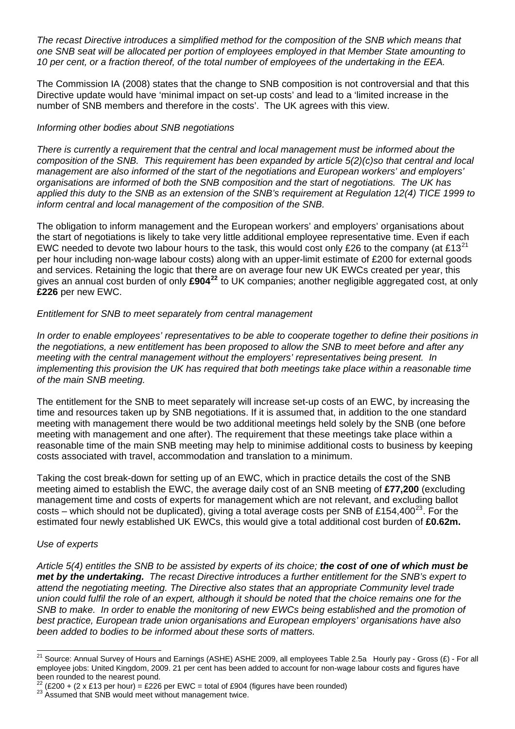*The recast Directive introduces a simplified method for the composition of the SNB which means that one SNB seat will be allocated per portion of employees employed in that Member State amounting to 10 per cent, or a fraction thereof, of the total number of employees of the undertaking in the EEA.*

The Commission IA (2008) states that the change to SNB composition is not controversial and that this Directive update would have 'minimal impact on set-up costs' and lead to a 'limited increase in the number of SNB members and therefore in the costs'. The UK agrees with this view.

*Informing other bodies about SNB negotiations*

*There is currently a requirement that the central and local management must be informed about the composition of the SNB. This requirement has been expanded by article 5(2)(c)so that central and local management are also informed of the start of the negotiations and European workers' and employers' organisations are informed of both the SNB composition and the start of negotiations. The UK has applied this duty to the SNB as an extension of the SNB's requirement at Regulation 12(4) TICE 1999 to inform central and local management of the composition of the SNB.*

The obligation to inform management and the European workers' and employers' organisations about the start of negotiations is likely to take very little additional employee representative time. Even if each EWC needed to devote two labour hours to the task, this would cost only £26 to the company (at £13[21] per hour including non-wage labour costs) along with an upper-limit estimate of £200 for external goods and services. Retaining the logic that there are on average four new UK EWCs created per year, this gives an annual cost burden of only **£904**[22] to UK companies; another negligible aggregated cost, at only **£226** per new EWC.

*Entitlement for SNB to meet separately from central management*

*In order to enable employees' representatives to be able to cooperate together to define their positions in the negotiations, a new entitlement has been proposed to allow the SNB to meet before and after any meeting with the central management without the employers' representatives being present. In implementing this provision the UK has required that both meetings take place within a reasonable time of the main SNB meeting.*

The entitlement for the SNB to meet separately will increase set-up costs of an EWC, by increasing the time and resources taken up by SNB negotiations. If it is assumed that, in addition to the one standard meeting with management there would be two additional meetings held solely by the SNB (one before meeting with management and one after). The requirement that these meetings take place within a reasonable time of the main SNB meeting may help to minimise additional costs to business by keeping costs associated with travel, accommodation and translation to a minimum.

Taking the cost break-down for setting up of an EWC, which in practice details the cost of the SNB meeting aimed to establish the EWC, the average daily cost of an SNB meeting of **£77,200** (excluding management time and costs of experts for management which are not relevant, and excluding ballot costs – which should not be duplicated), giving a total average costs per SNB of £154,400[23]. For the estimated four newly established UK EWCs, this would give a total additional cost burden of **£0.62m.**

*Use of experts*

*Article 5(4) entitles the SNB to be assisted by experts of its choice;* ***the cost of one of which must be met by the undertaking.*** *The recast Directive introduces a further entitlement for the SNB's expert to attend the negotiating meeting. The Directive also states that an appropriate Community level trade union could fulfil the role of an expert, although it should be noted that the choice remains one for the SNB to make. In order to enable the monitoring of new EWCs being established and the promotion of best practice, European trade union organisations and European employers' organisations have also been added to bodies to be informed about these sorts of matters.*

---

[21] Source: Annual Survey of Hours and Earnings (ASHE) ASHE 2009, all employees Table 2.5a Hourly pay - Gross (£) - For all employee jobs: United Kingdom, 2009. 21 per cent has been added to account for non-wage labour costs and figures have been rounded to the nearest pound.

[22] (£200 + (2 x £13 per hour) = £226 per EWC = total of £904 (figures have been rounded)

[23] Assumed that SNB would meet without management twice.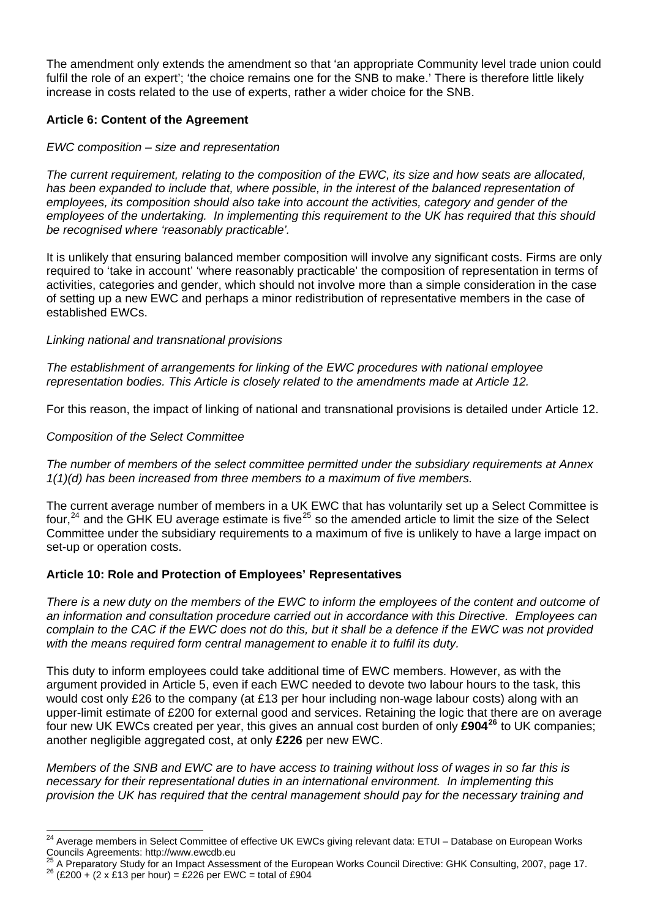The amendment only extends the amendment so that 'an appropriate Community level trade union could fulfil the role of an expert'; 'the choice remains one for the SNB to make.' There is therefore little likely increase in costs related to the use of experts, rather a wider choice for the SNB.

**Article 6: Content of the Agreement**

*EWC composition – size and representation*

*The current requirement, relating to the composition of the EWC, its size and how seats are allocated, has been expanded to include that, where possible, in the interest of the balanced representation of employees, its composition should also take into account the activities, category and gender of the employees of the undertaking. In implementing this requirement to the UK has required that this should be recognised where 'reasonably practicable'.*

It is unlikely that ensuring balanced member composition will involve any significant costs. Firms are only required to 'take in account' 'where reasonably practicable' the composition of representation in terms of activities, categories and gender, which should not involve more than a simple consideration in the case of setting up a new EWC and perhaps a minor redistribution of representative members in the case of established EWCs.

*Linking national and transnational provisions*

*The establishment of arrangements for linking of the EWC procedures with national employee representation bodies. This Article is closely related to the amendments made at Article 12.*

For this reason, the impact of linking of national and transnational provisions is detailed under Article 12.

*Composition of the Select Committee*

*The number of members of the select committee permitted under the subsidiary requirements at Annex 1(1)(d) has been increased from three members to a maximum of five members.*

The current average number of members in a UK EWC that has voluntarily set up a Select Committee is four,[24] and the GHK EU average estimate is five[25] so the amended article to limit the size of the Select Committee under the subsidiary requirements to a maximum of five is unlikely to have a large impact on set-up or operation costs.

**Article 10: Role and Protection of Employees' Representatives**

*There is a new duty on the members of the EWC to inform the employees of the content and outcome of an information and consultation procedure carried out in accordance with this Directive. Employees can complain to the CAC if the EWC does not do this, but it shall be a defence if the EWC was not provided with the means required form central management to enable it to fulfil its duty.*

This duty to inform employees could take additional time of EWC members. However, as with the argument provided in Article 5, even if each EWC needed to devote two labour hours to the task, this would cost only £26 to the company (at £13 per hour including non-wage labour costs) along with an upper-limit estimate of £200 for external good and services. Retaining the logic that there are on average four new UK EWCs created per year, this gives an annual cost burden of only **£904**[26] to UK companies; another negligible aggregated cost, at only **£226** per new EWC.

*Members of the SNB and EWC are to have access to training without loss of wages in so far this is necessary for their representational duties in an international environment. In implementing this provision the UK has required that the central management should pay for the necessary training and*

---

[24] Average members in Select Committee of effective UK EWCs giving relevant data: ETUI – Database on European Works Councils Agreements: http://www.ewcdb.eu

[25] A Preparatory Study for an Impact Assessment of the European Works Council Directive: GHK Consulting, 2007, page 17.

[26] (£200 + (2 x £13 per hour) = £226 per EWC = total of £904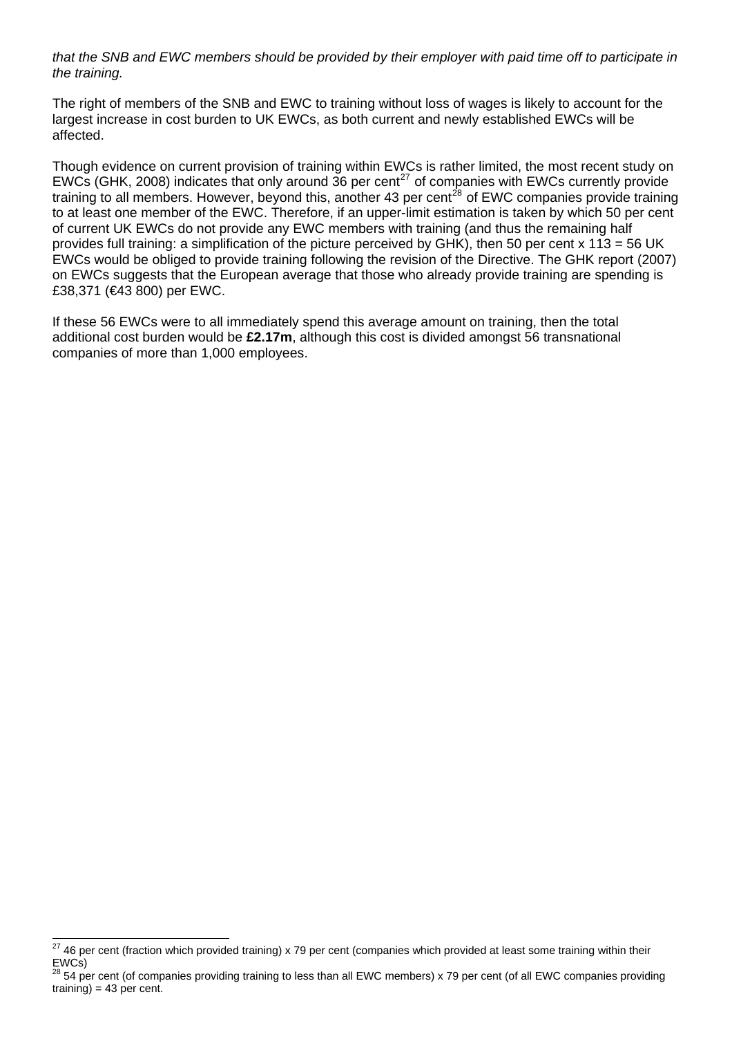*that the SNB and EWC members should be provided by their employer with paid time off to participate in the training.*

The right of members of the SNB and EWC to training without loss of wages is likely to account for the largest increase in cost burden to UK EWCs, as both current and newly established EWCs will be affected.

Though evidence on current provision of training within EWCs is rather limited, the most recent study on EWCs (GHK, 2008) indicates that only around 36 per cent[27] of companies with EWCs currently provide training to all members. However, beyond this, another 43 per cent[28] of EWC companies provide training to at least one member of the EWC. Therefore, if an upper-limit estimation is taken by which 50 per cent of current UK EWCs do not provide any EWC members with training (and thus the remaining half provides full training: a simplification of the picture perceived by GHK), then 50 per cent x 113 = 56 UK EWCs would be obliged to provide training following the revision of the Directive. The GHK report (2007) on EWCs suggests that the European average that those who already provide training are spending is £38,371 (€43 800) per EWC.

If these 56 EWCs were to all immediately spend this average amount on training, then the total additional cost burden would be **£2.17m**, although this cost is divided amongst 56 transnational companies of more than 1,000 employees.

---

[27] 46 per cent (fraction which provided training) x 79 per cent (companies which provided at least some training within their EWCs)

[28] 54 per cent (of companies providing training to less than all EWC members) x 79 per cent (of all EWC companies providing training) = 43 per cent.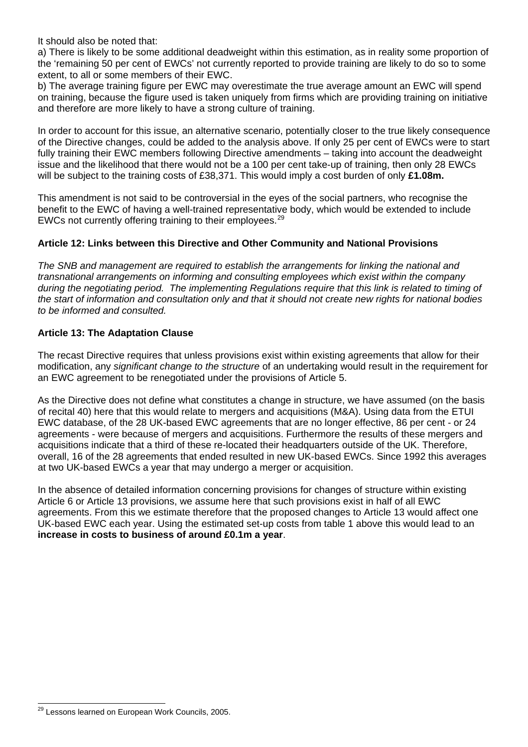It should also be noted that:

a) There is likely to be some additional deadweight within this estimation, as in reality some proportion of the 'remaining 50 per cent of EWCs' not currently reported to provide training are likely to do so to some extent, to all or some members of their EWC.

b) The average training figure per EWC may overestimate the true average amount an EWC will spend on training, because the figure used is taken uniquely from firms which are providing training on initiative and therefore are more likely to have a strong culture of training.

In order to account for this issue, an alternative scenario, potentially closer to the true likely consequence of the Directive changes, could be added to the analysis above. If only 25 per cent of EWCs were to start fully training their EWC members following Directive amendments – taking into account the deadweight issue and the likelihood that there would not be a 100 per cent take-up of training, then only 28 EWCs will be subject to the training costs of £38,371. This would imply a cost burden of only **£1.08m.**

This amendment is not said to be controversial in the eyes of the social partners, who recognise the benefit to the EWC of having a well-trained representative body, which would be extended to include EWCs not currently offering training to their employees.[29]

**Article 12: Links between this Directive and Other Community and National Provisions**

*The SNB and management are required to establish the arrangements for linking the national and transnational arrangements on informing and consulting employees which exist within the company during the negotiating period. The implementing Regulations require that this link is related to timing of the start of information and consultation only and that it should not create new rights for national bodies to be informed and consulted.*

**Article 13: The Adaptation Clause**

The recast Directive requires that unless provisions exist within existing agreements that allow for their modification, any *significant change to the structure* of an undertaking would result in the requirement for an EWC agreement to be renegotiated under the provisions of Article 5.

As the Directive does not define what constitutes a change in structure, we have assumed (on the basis of recital 40) here that this would relate to mergers and acquisitions (M&A). Using data from the ETUI EWC database, of the 28 UK-based EWC agreements that are no longer effective, 86 per cent - or 24 agreements - were because of mergers and acquisitions. Furthermore the results of these mergers and acquisitions indicate that a third of these re-located their headquarters outside of the UK. Therefore, overall, 16 of the 28 agreements that ended resulted in new UK-based EWCs. Since 1992 this averages at two UK-based EWCs a year that may undergo a merger or acquisition.

In the absence of detailed information concerning provisions for changes of structure within existing Article 6 or Article 13 provisions, we assume here that such provisions exist in half of all EWC agreements. From this we estimate therefore that the proposed changes to Article 13 would affect one UK-based EWC each year. Using the estimated set-up costs from table 1 above this would lead to an **increase in costs to business of around £0.1m a year**.

[29] Lessons learned on European Work Councils, 2005.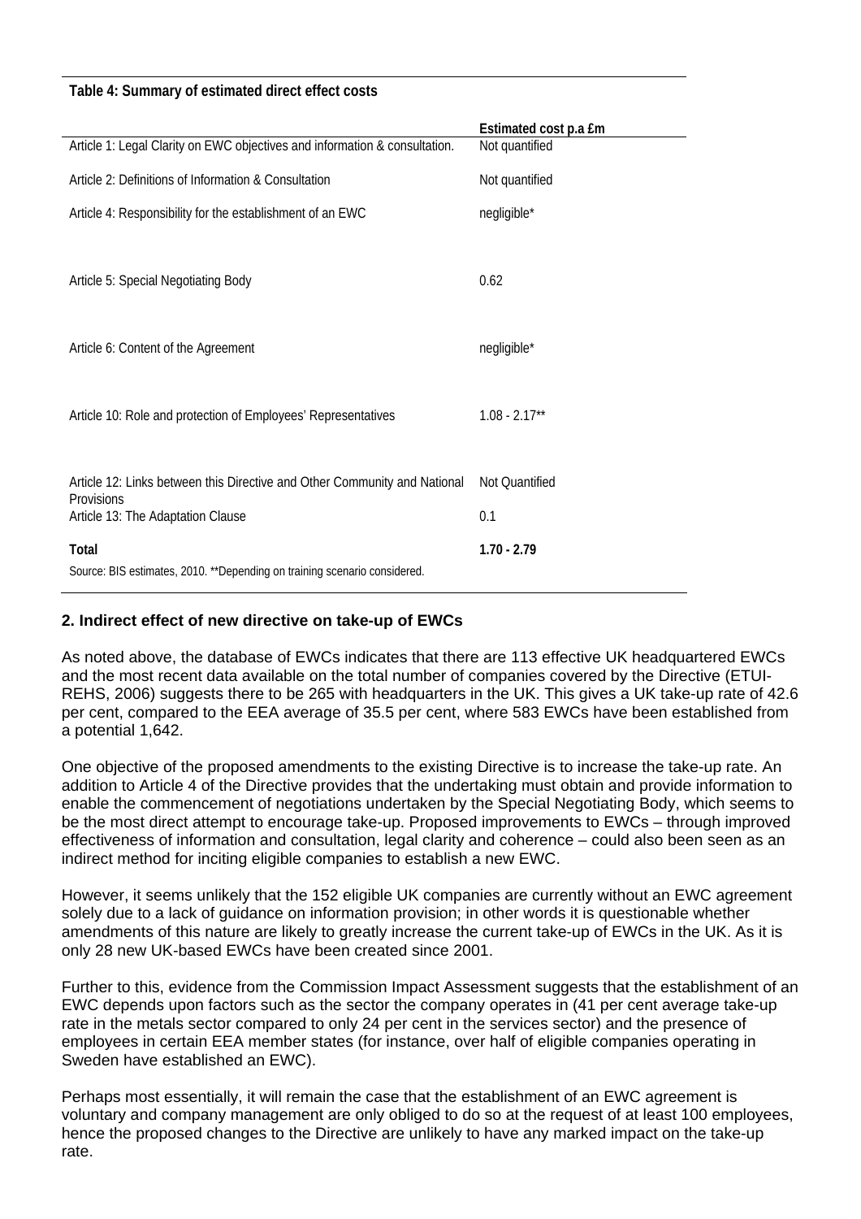**Table 4: Summary of estimated direct effect costs**

| | Estimated cost p.a £m |
|---|---|
| Article 1: Legal Clarity on EWC objectives and information & consultation. | Not quantified |
| Article 2: Definitions of Information & Consultation | Not quantified |
| Article 4: Responsibility for the establishment of an EWC | negligible* |
| Article 5: Special Negotiating Body | 0.62 |
| Article 6: Content of the Agreement | negligible* |
| Article 10: Role and protection of Employees' Representatives | 1.08 - 2.17** |
| Article 12: Links between this Directive and Other Community and National Provisions | Not Quantified |
| Article 13: The Adaptation Clause | 0.1 |
| **Total** | **1.70 - 2.79** |

Source: BIS estimates, 2010. **Depending on training scenario considered.

### 2. Indirect effect of new directive on take-up of EWCs

As noted above, the database of EWCs indicates that there are 113 effective UK headquartered EWCs and the most recent data available on the total number of companies covered by the Directive (ETUI-REHS, 2006) suggests there to be 265 with headquarters in the UK. This gives a UK take-up rate of 42.6 per cent, compared to the EEA average of 35.5 per cent, where 583 EWCs have been established from a potential 1,642.

One objective of the proposed amendments to the existing Directive is to increase the take-up rate. An addition to Article 4 of the Directive provides that the undertaking must obtain and provide information to enable the commencement of negotiations undertaken by the Special Negotiating Body, which seems to be the most direct attempt to encourage take-up. Proposed improvements to EWCs – through improved effectiveness of information and consultation, legal clarity and coherence – could also been seen as an indirect method for inciting eligible companies to establish a new EWC.

However, it seems unlikely that the 152 eligible UK companies are currently without an EWC agreement solely due to a lack of guidance on information provision; in other words it is questionable whether amendments of this nature are likely to greatly increase the current take-up of EWCs in the UK. As it is only 28 new UK-based EWCs have been created since 2001.

Further to this, evidence from the Commission Impact Assessment suggests that the establishment of an EWC depends upon factors such as the sector the company operates in (41 per cent average take-up rate in the metals sector compared to only 24 per cent in the services sector) and the presence of employees in certain EEA member states (for instance, over half of eligible companies operating in Sweden have established an EWC).

Perhaps most essentially, it will remain the case that the establishment of an EWC agreement is voluntary and company management are only obliged to do so at the request of at least 100 employees, hence the proposed changes to the Directive are unlikely to have any marked impact on the take-up rate.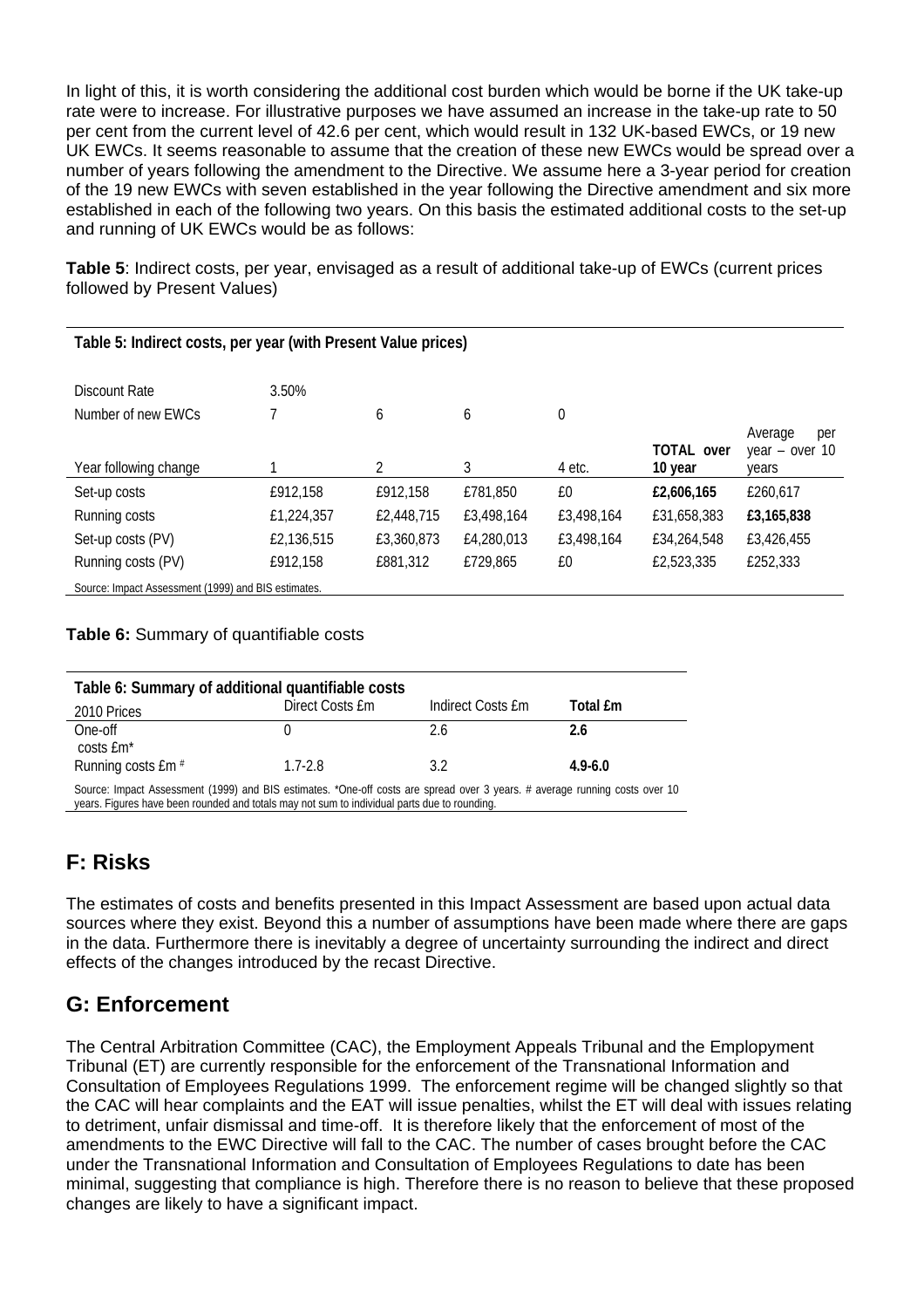In light of this, it is worth considering the additional cost burden which would be borne if the UK take-up rate were to increase. For illustrative purposes we have assumed an increase in the take-up rate to 50 per cent from the current level of 42.6 per cent, which would result in 132 UK-based EWCs, or 19 new UK EWCs. It seems reasonable to assume that the creation of these new EWCs would be spread over a number of years following the amendment to the Directive. We assume here a 3-year period for creation of the 19 new EWCs with seven established in the year following the Directive amendment and six more established in each of the following two years. On this basis the estimated additional costs to the set-up and running of UK EWCs would be as follows:

**Table 5**: Indirect costs, per year, envisaged as a result of additional take-up of EWCs (current prices followed by Present Values)

| Table 5: Indirect costs, per year (with Present Value prices) | | | | | | |
|---|---|---|---|---|---|---|
| Discount Rate | 3.50% | | | | | |
| Number of new EWCs | 7 | 6 | 6 | 0 | | |
| Year following change | 1 | 2 | 3 | 4 etc. | **TOTAL over 10 year** | Average per year – over 10 years |
| Set-up costs | £912,158 | £912,158 | £781,850 | £0 | **£2,606,165** | £260,617 |
| Running costs | £1,224,357 | £2,448,715 | £3,498,164 | £3,498,164 | £31,658,383 | **£3,165,838** |
| Set-up costs (PV) | £2,136,515 | £3,360,873 | £4,280,013 | £3,498,164 | £34,264,548 | £3,426,455 |
| Running costs (PV) | £912,158 | £881,312 | £729,865 | £0 | £2,523,335 | £252,333 |

Source: Impact Assessment (1999) and BIS estimates.

**Table 6:** Summary of quantifiable costs

| Table 6: Summary of additional quantifiable costs<br>2010 Prices | Direct Costs £m | Indirect Costs £m | **Total £m** |
|---|---|---|---|
| One-off costs £m* | 0 | 2.6 | **2.6** |
| Running costs £m # | 1.7-2.8 | 3.2 | **4.9-6.0** |

Source: Impact Assessment (1999) and BIS estimates. *One-off costs are spread over 3 years. # average running costs over 10 years. Figures have been rounded and totals may not sum to individual parts due to rounding.

## F: Risks

The estimates of costs and benefits presented in this Impact Assessment are based upon actual data sources where they exist. Beyond this a number of assumptions have been made where there are gaps in the data. Furthermore there is inevitably a degree of uncertainty surrounding the indirect and direct effects of the changes introduced by the recast Directive.

## G: Enforcement

The Central Arbitration Committee (CAC), the Employment Appeals Tribunal and the Emplopyment Tribunal (ET) are currently responsible for the enforcement of the Transnational Information and Consultation of Employees Regulations 1999. The enforcement regime will be changed slightly so that the CAC will hear complaints and the EAT will issue penalties, whilst the ET will deal with issues relating to detriment, unfair dismissal and time-off. It is therefore likely that the enforcement of most of the amendments to the EWC Directive will fall to the CAC. The number of cases brought before the CAC under the Transnational Information and Consultation of Employees Regulations to date has been minimal, suggesting that compliance is high. Therefore there is no reason to believe that these proposed changes are likely to have a significant impact.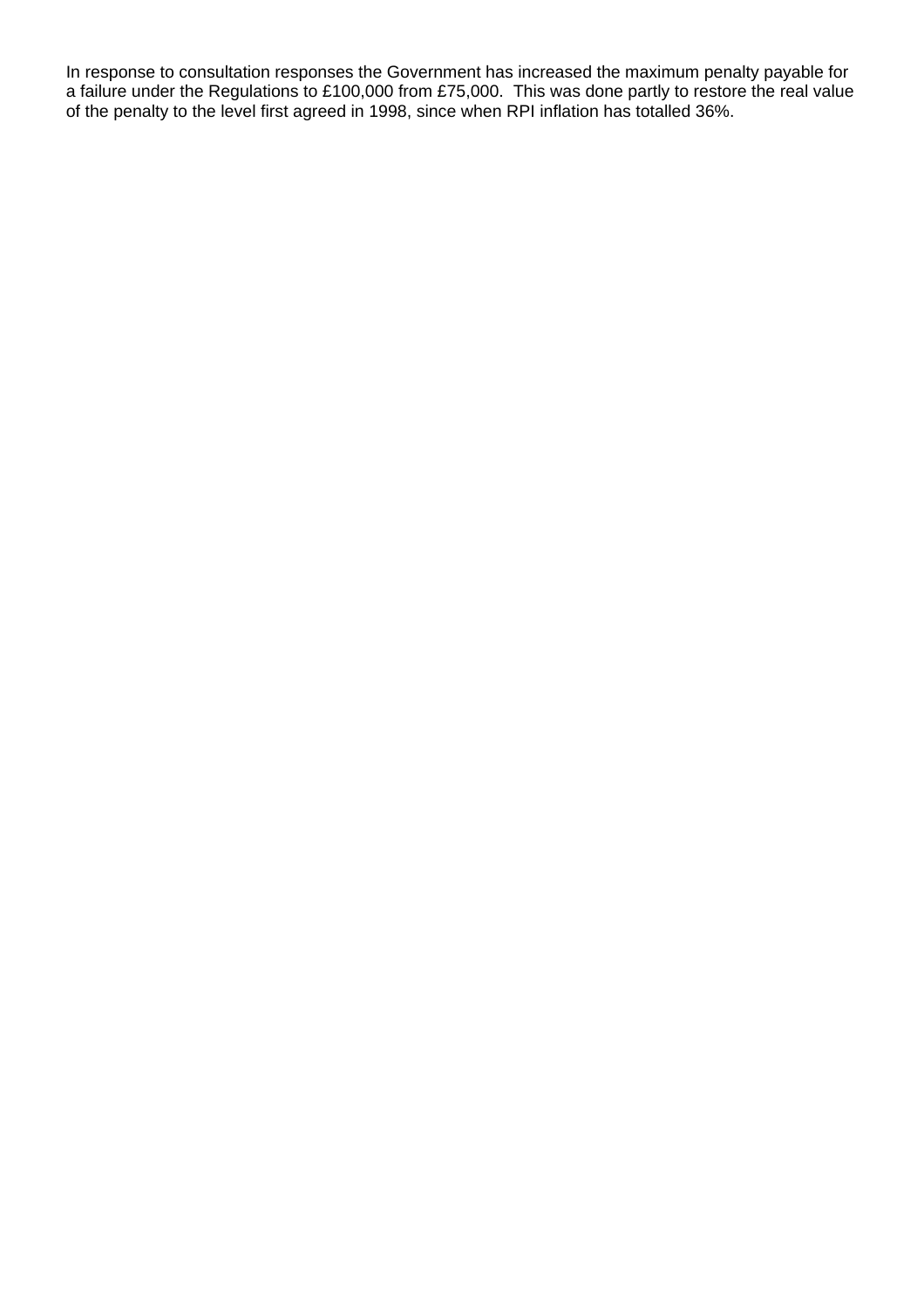In response to consultation responses the Government has increased the maximum penalty payable for a failure under the Regulations to £100,000 from £75,000. This was done partly to restore the real value of the penalty to the level first agreed in 1998, since when RPI inflation has totalled 36%.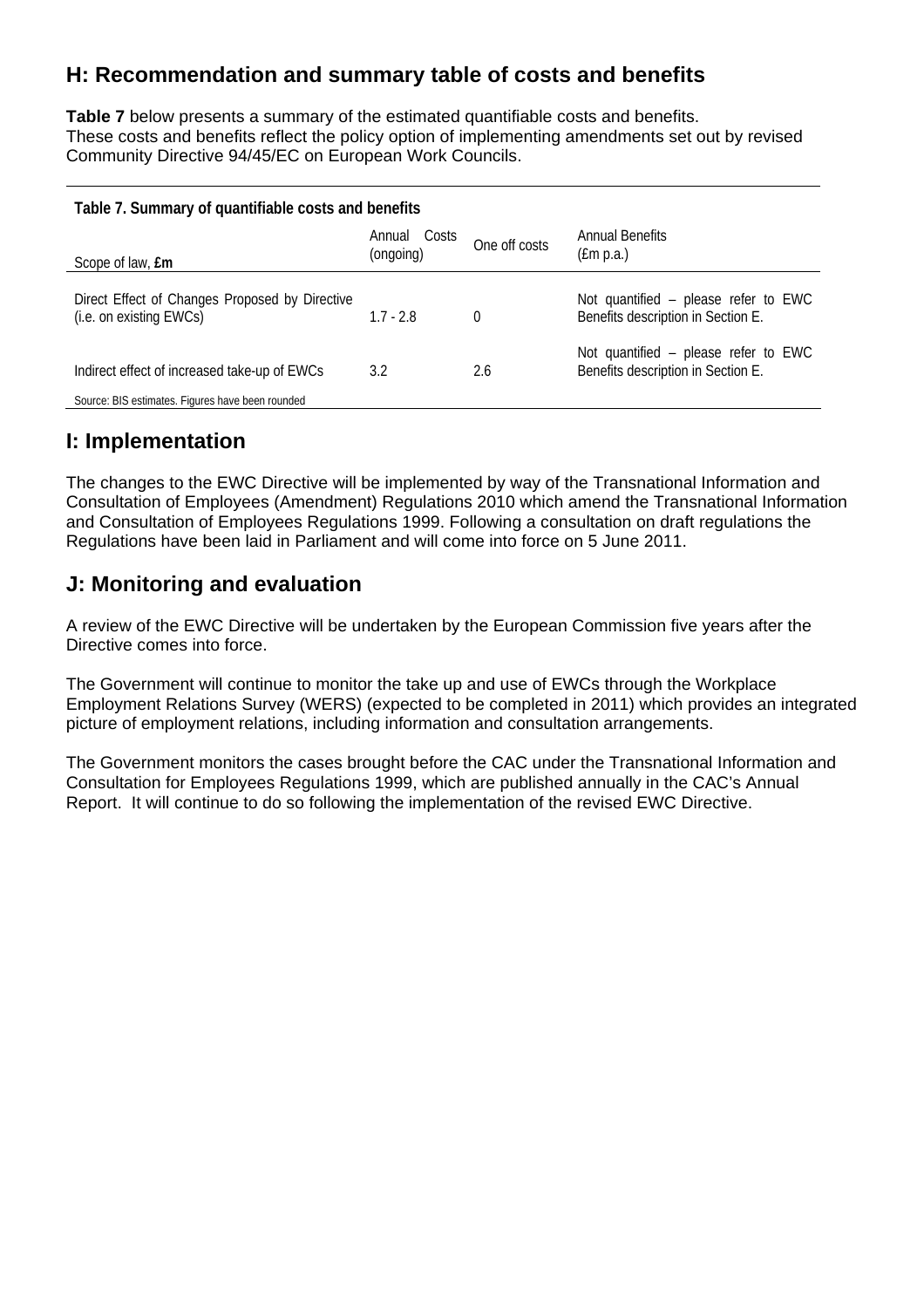## H: Recommendation and summary table of costs and benefits

**Table 7** below presents a summary of the estimated quantifiable costs and benefits.
These costs and benefits reflect the policy option of implementing amendments set out by revised Community Directive 94/45/EC on European Work Councils.

**Table 7. Summary of quantifiable costs and benefits**

| Scope of law, **£m** | Annual Costs (ongoing) | One off costs | Annual Benefits (£m p.a.) |
|---|---|---|---|
| Direct Effect of Changes Proposed by Directive (i.e. on existing EWCs) | 1.7 - 2.8 | 0 | Not quantified – please refer to EWC Benefits description in Section E. |
| Indirect effect of increased take-up of EWCs | 3.2 | 2.6 | Not quantified – please refer to EWC Benefits description in Section E. |

Source: BIS estimates. Figures have been rounded

## I: Implementation

The changes to the EWC Directive will be implemented by way of the Transnational Information and Consultation of Employees (Amendment) Regulations 2010 which amend the Transnational Information and Consultation of Employees Regulations 1999. Following a consultation on draft regulations the Regulations have been laid in Parliament and will come into force on 5 June 2011.

## J: Monitoring and evaluation

A review of the EWC Directive will be undertaken by the European Commission five years after the Directive comes into force.

The Government will continue to monitor the take up and use of EWCs through the Workplace Employment Relations Survey (WERS) (expected to be completed in 2011) which provides an integrated picture of employment relations, including information and consultation arrangements.

The Government monitors the cases brought before the CAC under the Transnational Information and Consultation for Employees Regulations 1999, which are published annually in the CAC's Annual Report. It will continue to do so following the implementation of the revised EWC Directive.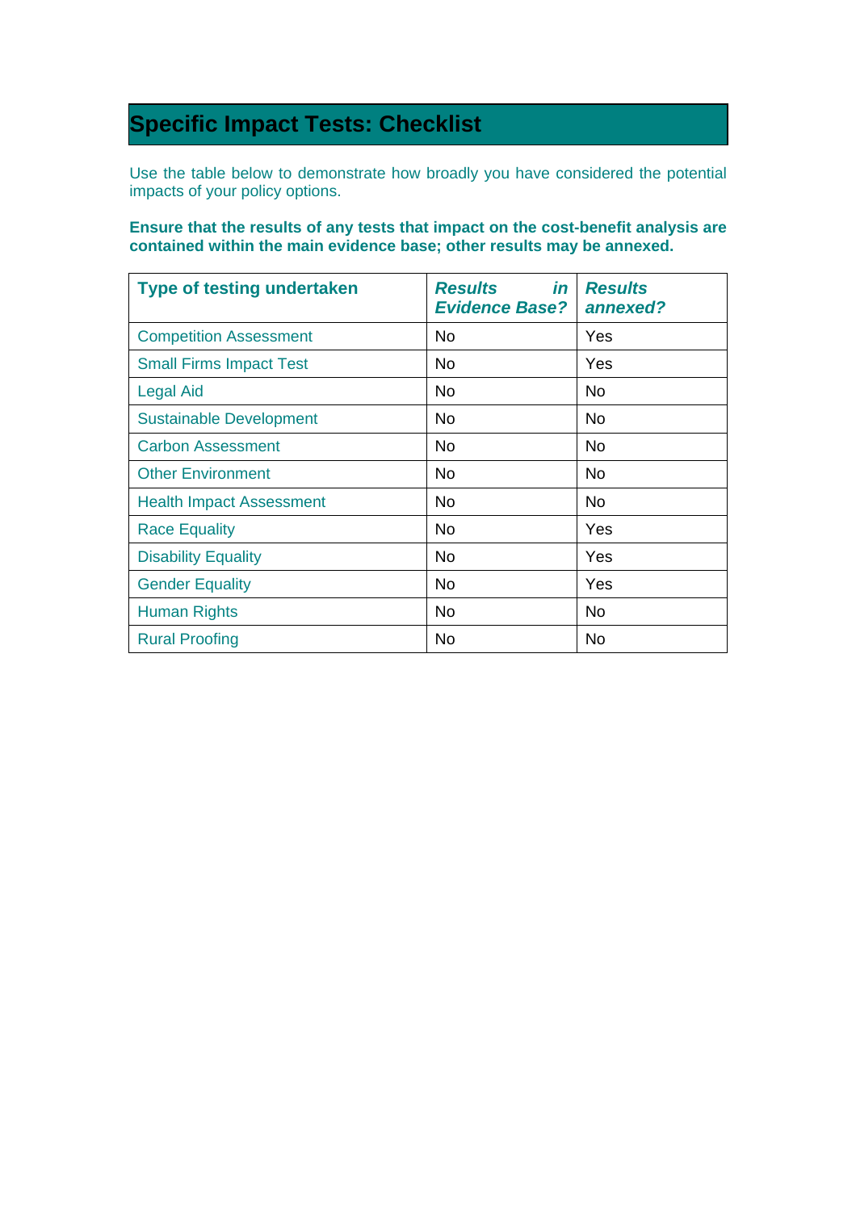## Specific Impact Tests: Checklist

Use the table below to demonstrate how broadly you have considered the potential impacts of your policy options.

**Ensure that the results of any tests that impact on the cost-benefit analysis are contained within the main evidence base; other results may be annexed.**

| Type of testing undertaken | *Results in Evidence Base?* | *Results annexed?* |
|---|---|---|
| Competition Assessment | No | Yes |
| Small Firms Impact Test | No | Yes |
| Legal Aid | No | No |
| Sustainable Development | No | No |
| Carbon Assessment | No | No |
| Other Environment | No | No |
| Health Impact Assessment | No | No |
| Race Equality | No | Yes |
| Disability Equality | No | Yes |
| Gender Equality | No | Yes |
| Human Rights | No | No |
| Rural Proofing | No | No |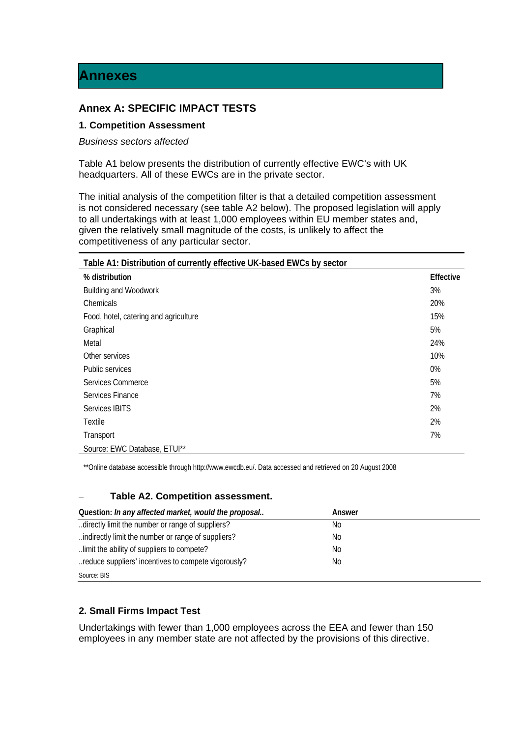# Annexes

## Annex A: SPECIFIC IMPACT TESTS

### 1. Competition Assessment

*Business sectors affected*

Table A1 below presents the distribution of currently effective EWC's with UK headquarters. All of these EWCs are in the private sector.

The initial analysis of the competition filter is that a detailed competition assessment is not considered necessary (see table A2 below). The proposed legislation will apply to all undertakings with at least 1,000 employees within EU member states and, given the relatively small magnitude of the costs, is unlikely to affect the competitiveness of any particular sector.

**Table A1: Distribution of currently effective UK-based EWCs by sector**

| % distribution | Effective |
|---|---|
| Building and Woodwork | 3% |
| Chemicals | 20% |
| Food, hotel, catering and agriculture | 15% |
| Graphical | 5% |
| Metal | 24% |
| Other services | 10% |
| Public services | 0% |
| Services Commerce | 5% |
| Services Finance | 7% |
| Services IBITS | 2% |
| Textile | 2% |
| Transport | 7% |

Source: EWC Database, ETUI**

**Online database accessible through http://www.ewcdb.eu/. Data accessed and retrieved on 20 August 2008

**Table A2. Competition assessment.**

| Question: *In any affected market, would the proposal..* | Answer |
|---|---|
| ..directly limit the number or range of suppliers? | No |
| ..indirectly limit the number or range of suppliers? | No |
| ..limit the ability of suppliers to compete? | No |
| ..reduce suppliers' incentives to compete vigorously? | No |

Source: BIS

### 2. Small Firms Impact Test

Undertakings with fewer than 1,000 employees across the EEA and fewer than 150 employees in any member state are not affected by the provisions of this directive.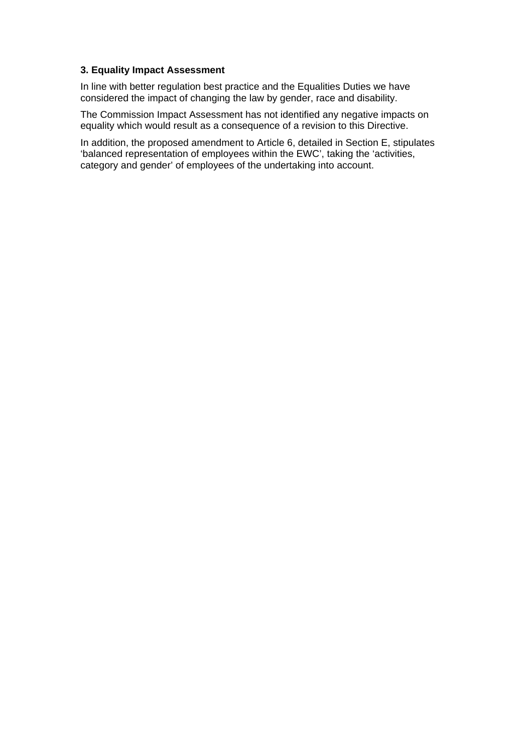### 3. Equality Impact Assessment

In line with better regulation best practice and the Equalities Duties we have considered the impact of changing the law by gender, race and disability.

The Commission Impact Assessment has not identified any negative impacts on equality which would result as a consequence of a revision to this Directive.

In addition, the proposed amendment to Article 6, detailed in Section E, stipulates 'balanced representation of employees within the EWC', taking the 'activities, category and gender' of employees of the undertaking into account.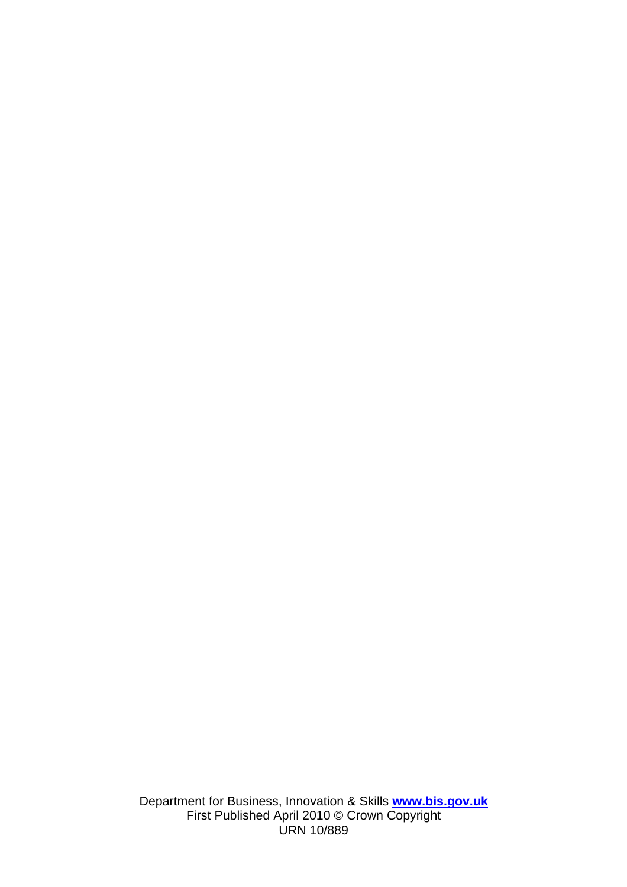Department for Business, Innovation & Skills **www.bis.gov.uk**
First Published April 2010 © Crown Copyright
URN 10/889